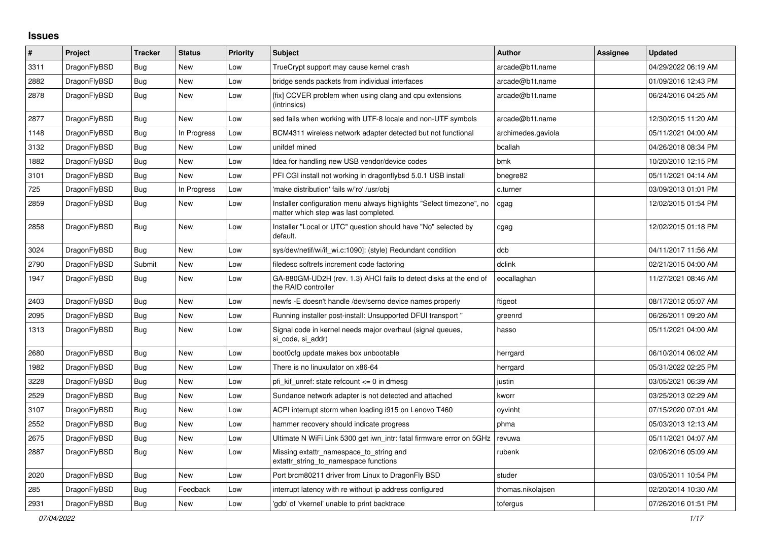# Issues

| # | Project | Tracker | Status | Priority | Subject | Author | Assignee | Updated |
|---|---|---|---|---|---|---|---|---|
| 3311 | DragonFlyBSD | Bug | New | Low | TrueCrypt support may cause kernel crash | arcade@b1t.name | | 04/29/2022 06:19 AM |
| 2882 | DragonFlyBSD | Bug | New | Low | bridge sends packets from individual interfaces | arcade@b1t.name | | 01/09/2016 12:43 PM |
| 2878 | DragonFlyBSD | Bug | New | Low | [fix] CCVER problem when using clang and cpu extensions (intrinsics) | arcade@b1t.name | | 06/24/2016 04:25 AM |
| 2877 | DragonFlyBSD | Bug | New | Low | sed fails when working with UTF-8 locale and non-UTF symbols | arcade@b1t.name | | 12/30/2015 11:20 AM |
| 1148 | DragonFlyBSD | Bug | In Progress | Low | BCM4311 wireless network adapter detected but not functional | archimedes.gaviola | | 05/11/2021 04:00 AM |
| 3132 | DragonFlyBSD | Bug | New | Low | unifdef mined | bcallah | | 04/26/2018 08:34 PM |
| 1882 | DragonFlyBSD | Bug | New | Low | Idea for handling new USB vendor/device codes | bmk | | 10/20/2010 12:15 PM |
| 3101 | DragonFlyBSD | Bug | New | Low | PFI CGI install not working in dragonflybsd 5.0.1 USB install | bnegre82 | | 05/11/2021 04:14 AM |
| 725 | DragonFlyBSD | Bug | In Progress | Low | 'make distribution' fails w/'ro' /usr/obj | c.turner | | 03/09/2013 01:01 PM |
| 2859 | DragonFlyBSD | Bug | New | Low | Installer configuration menu always highlights "Select timezone", no matter which step was last completed. | cgag | | 12/02/2015 01:54 PM |
| 2858 | DragonFlyBSD | Bug | New | Low | Installer "Local or UTC" question should have "No" selected by default. | cgag | | 12/02/2015 01:18 PM |
| 3024 | DragonFlyBSD | Bug | New | Low | sys/dev/netif/wi/if_wi.c:1090]: (style) Redundant condition | dcb | | 04/11/2017 11:56 AM |
| 2790 | DragonFlyBSD | Submit | New | Low | filedesc softrefs increment code factoring | dclink | | 02/21/2015 04:00 AM |
| 1947 | DragonFlyBSD | Bug | New | Low | GA-880GM-UD2H (rev. 1.3) AHCI fails to detect disks at the end of the RAID controller | eocallaghan | | 11/27/2021 08:46 AM |
| 2403 | DragonFlyBSD | Bug | New | Low | newfs -E doesn't handle /dev/serno device names properly | ftigeot | | 08/17/2012 05:07 AM |
| 2095 | DragonFlyBSD | Bug | New | Low | Running installer post-install: Unsupported DFUI transport " | greenrd | | 06/26/2011 09:20 AM |
| 1313 | DragonFlyBSD | Bug | New | Low | Signal code in kernel needs major overhaul (signal queues, si_code, si_addr) | hasso | | 05/11/2021 04:00 AM |
| 2680 | DragonFlyBSD | Bug | New | Low | boot0cfg update makes box unbootable | herrgard | | 06/10/2014 06:02 AM |
| 1982 | DragonFlyBSD | Bug | New | Low | There is no linuxulator on x86-64 | herrgard | | 05/31/2022 02:25 PM |
| 3228 | DragonFlyBSD | Bug | New | Low | pfi_kif_unref: state refcount <= 0 in dmesg | justin | | 03/05/2021 06:39 AM |
| 2529 | DragonFlyBSD | Bug | New | Low | Sundance network adapter is not detected and attached | kworr | | 03/25/2013 02:29 AM |
| 3107 | DragonFlyBSD | Bug | New | Low | ACPI interrupt storm when loading i915 on Lenovo T460 | oyvinht | | 07/15/2020 07:01 AM |
| 2552 | DragonFlyBSD | Bug | New | Low | hammer recovery should indicate progress | phma | | 05/03/2013 12:13 AM |
| 2675 | DragonFlyBSD | Bug | New | Low | Ultimate N WiFi Link 5300 get iwn_intr: fatal firmware error on 5GHz | revuwa | | 05/11/2021 04:07 AM |
| 2887 | DragonFlyBSD | Bug | New | Low | Missing extattr_namespace_to_string and extattr_string_to_namespace functions | rubenk | | 02/06/2016 05:09 AM |
| 2020 | DragonFlyBSD | Bug | New | Low | Port brcm80211 driver from Linux to DragonFly BSD | studer | | 03/05/2011 10:54 PM |
| 285 | DragonFlyBSD | Bug | Feedback | Low | interrupt latency with re without ip address configured | thomas.nikolajsen | | 02/20/2014 10:30 AM |
| 2931 | DragonFlyBSD | Bug | New | Low | 'gdb' of 'vkernel' unable to print backtrace | tofergus | | 07/26/2016 01:51 PM |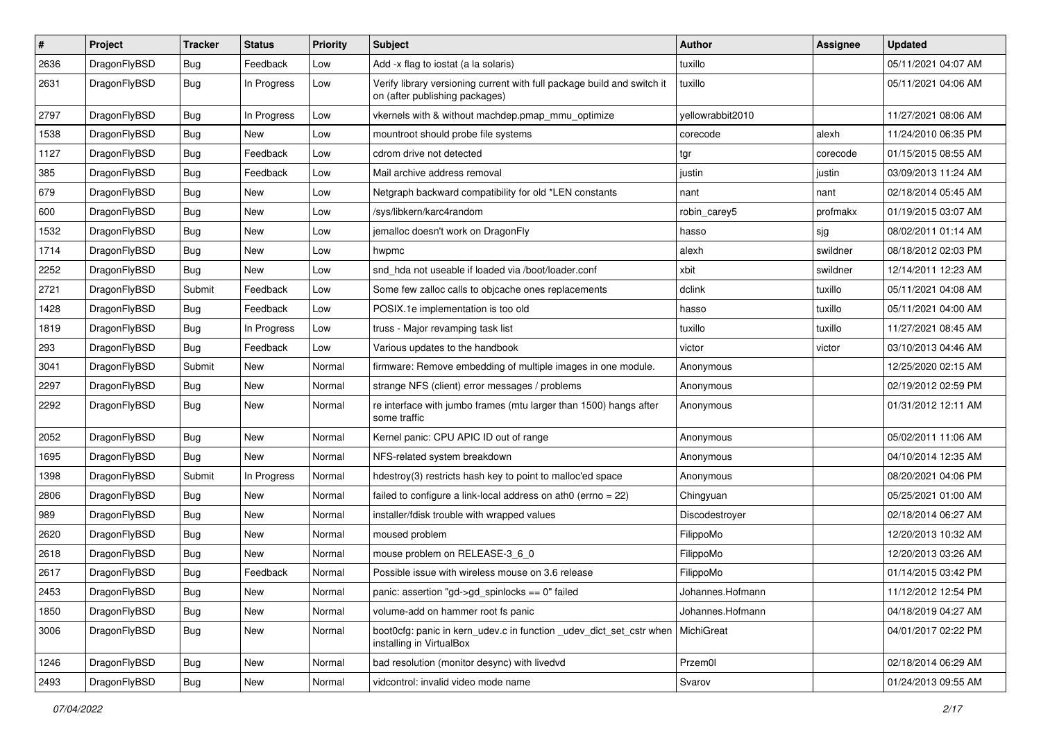| # | Project | Tracker | Status | Priority | Subject | Author | Assignee | Updated |
|---|---|---|---|---|---|---|---|---|
| 2636 | DragonFlyBSD | Bug | Feedback | Low | Add -x flag to iostat (a la solaris) | tuxillo | | 05/11/2021 04:07 AM |
| 2631 | DragonFlyBSD | Bug | In Progress | Low | Verify library versioning current with full package build and switch it on (after publishing packages) | tuxillo | | 05/11/2021 04:06 AM |
| 2797 | DragonFlyBSD | Bug | In Progress | Low | vkernels with & without machdep.pmap_mmu_optimize | yellowrabbit2010 | | 11/27/2021 08:06 AM |
| 1538 | DragonFlyBSD | Bug | New | Low | mountroot should probe file systems | corecode | alexh | 11/24/2010 06:35 PM |
| 1127 | DragonFlyBSD | Bug | Feedback | Low | cdrom drive not detected | tgr | corecode | 01/15/2015 08:55 AM |
| 385 | DragonFlyBSD | Bug | Feedback | Low | Mail archive address removal | justin | justin | 03/09/2013 11:24 AM |
| 679 | DragonFlyBSD | Bug | New | Low | Netgraph backward compatibility for old *LEN constants | nant | nant | 02/18/2014 05:45 AM |
| 600 | DragonFlyBSD | Bug | New | Low | /sys/libkern/karc4random | robin_carey5 | profmakx | 01/19/2015 03:07 AM |
| 1532 | DragonFlyBSD | Bug | New | Low | jemalloc doesn't work on DragonFly | hasso | sjg | 08/02/2011 01:14 AM |
| 1714 | DragonFlyBSD | Bug | New | Low | hwpmc | alexh | swildner | 08/18/2012 02:03 PM |
| 2252 | DragonFlyBSD | Bug | New | Low | snd_hda not useable if loaded via /boot/loader.conf | xbit | swildner | 12/14/2011 12:23 AM |
| 2721 | DragonFlyBSD | Submit | Feedback | Low | Some few zalloc calls to objcache ones replacements | dclink | tuxillo | 05/11/2021 04:08 AM |
| 1428 | DragonFlyBSD | Bug | Feedback | Low | POSIX.1e implementation is too old | hasso | tuxillo | 05/11/2021 04:00 AM |
| 1819 | DragonFlyBSD | Bug | In Progress | Low | truss - Major revamping task list | tuxillo | tuxillo | 11/27/2021 08:45 AM |
| 293 | DragonFlyBSD | Bug | Feedback | Low | Various updates to the handbook | victor | victor | 03/10/2013 04:46 AM |
| 3041 | DragonFlyBSD | Submit | New | Normal | firmware: Remove embedding of multiple images in one module. | Anonymous | | 12/25/2020 02:15 AM |
| 2297 | DragonFlyBSD | Bug | New | Normal | strange NFS (client) error messages / problems | Anonymous | | 02/19/2012 02:59 PM |
| 2292 | DragonFlyBSD | Bug | New | Normal | re interface with jumbo frames (mtu larger than 1500) hangs after some traffic | Anonymous | | 01/31/2012 12:11 AM |
| 2052 | DragonFlyBSD | Bug | New | Normal | Kernel panic: CPU APIC ID out of range | Anonymous | | 05/02/2011 11:06 AM |
| 1695 | DragonFlyBSD | Bug | New | Normal | NFS-related system breakdown | Anonymous | | 04/10/2014 12:35 AM |
| 1398 | DragonFlyBSD | Submit | In Progress | Normal | hdestroy(3) restricts hash key to point to malloc'ed space | Anonymous | | 08/20/2021 04:06 PM |
| 2806 | DragonFlyBSD | Bug | New | Normal | failed to configure a link-local address on ath0 (errno = 22) | Chingyuan | | 05/25/2021 01:00 AM |
| 989 | DragonFlyBSD | Bug | New | Normal | installer/fdisk trouble with wrapped values | Discodestroyer | | 02/18/2014 06:27 AM |
| 2620 | DragonFlyBSD | Bug | New | Normal | moused problem | FilippoMo | | 12/20/2013 10:32 AM |
| 2618 | DragonFlyBSD | Bug | New | Normal | mouse problem on RELEASE-3_6_0 | FilippoMo | | 12/20/2013 03:26 AM |
| 2617 | DragonFlyBSD | Bug | Feedback | Normal | Possible issue with wireless mouse on 3.6 release | FilippoMo | | 01/14/2015 03:42 PM |
| 2453 | DragonFlyBSD | Bug | New | Normal | panic: assertion "gd->gd_spinlocks == 0" failed | Johannes.Hofmann | | 11/12/2012 12:54 PM |
| 1850 | DragonFlyBSD | Bug | New | Normal | volume-add on hammer root fs panic | Johannes.Hofmann | | 04/18/2019 04:27 AM |
| 3006 | DragonFlyBSD | Bug | New | Normal | boot0cfg: panic in kern_udev.c in function _udev_dict_set_cstr when installing in VirtualBox | MichiGreat | | 04/01/2017 02:22 PM |
| 1246 | DragonFlyBSD | Bug | New | Normal | bad resolution (monitor desync) with livedvd | Przem0l | | 02/18/2014 06:29 AM |
| 2493 | DragonFlyBSD | Bug | New | Normal | vidcontrol: invalid video mode name | Svarov | | 01/24/2013 09:55 AM |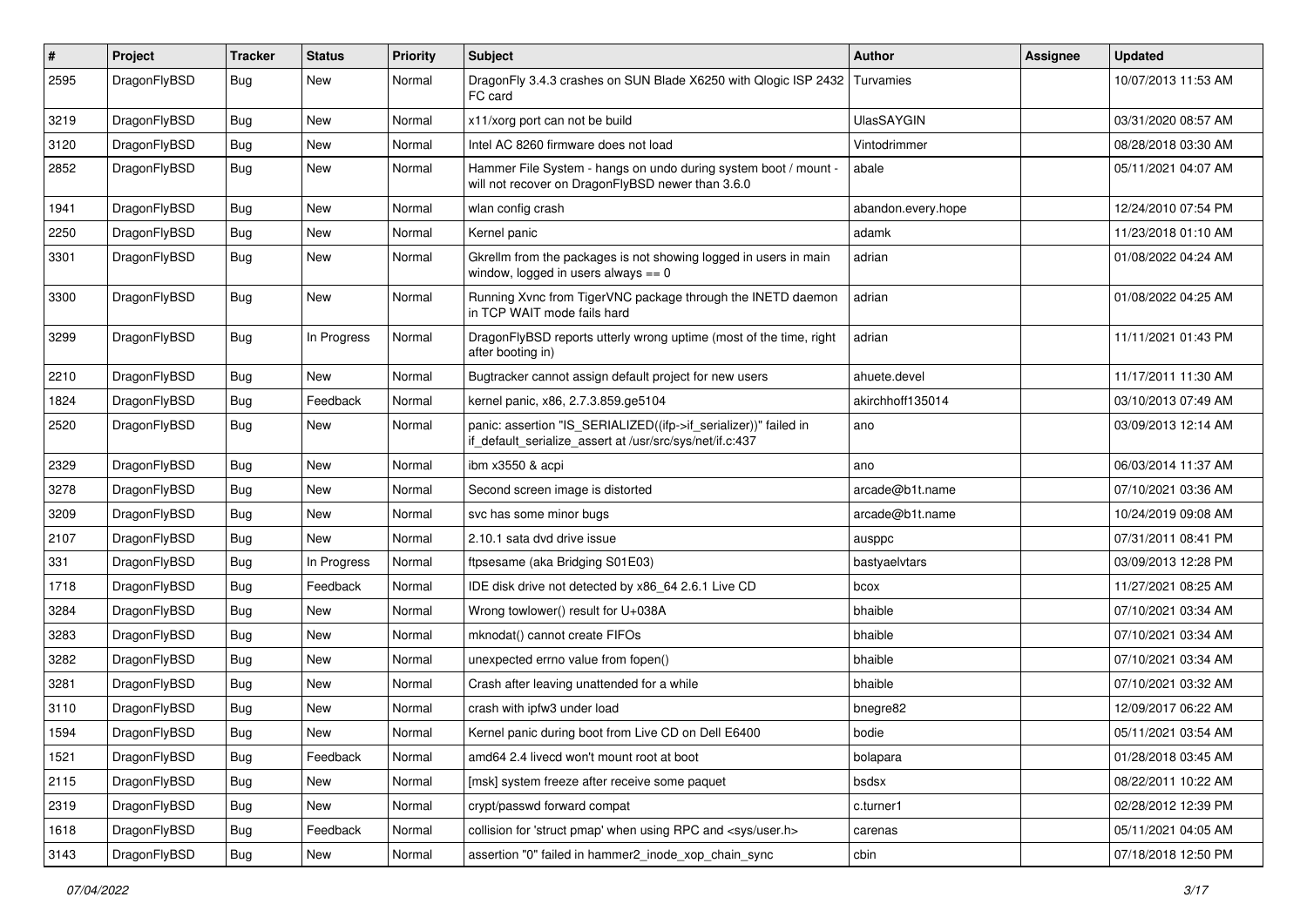| # | Project | Tracker | Status | Priority | Subject | Author | Assignee | Updated |
|---|---|---|---|---|---|---|---|---|
| 2595 | DragonFlyBSD | Bug | New | Normal | DragonFly 3.4.3 crashes on SUN Blade X6250 with Qlogic ISP 2432 FC card | Turvamies | | 10/07/2013 11:53 AM |
| 3219 | DragonFlyBSD | Bug | New | Normal | x11/xorg port can not be build | UlasSAYGIN | | 03/31/2020 08:57 AM |
| 3120 | DragonFlyBSD | Bug | New | Normal | Intel AC 8260 firmware does not load | Vintodrimmer | | 08/28/2018 03:30 AM |
| 2852 | DragonFlyBSD | Bug | New | Normal | Hammer File System - hangs on undo during system boot / mount - will not recover on DragonFlyBSD newer than 3.6.0 | abale | | 05/11/2021 04:07 AM |
| 1941 | DragonFlyBSD | Bug | New | Normal | wlan config crash | abandon.every.hope | | 12/24/2010 07:54 PM |
| 2250 | DragonFlyBSD | Bug | New | Normal | Kernel panic | adamk | | 11/23/2018 01:10 AM |
| 3301 | DragonFlyBSD | Bug | New | Normal | Gkrellm from the packages is not showing logged in users in main window, logged in users always == 0 | adrian | | 01/08/2022 04:24 AM |
| 3300 | DragonFlyBSD | Bug | New | Normal | Running Xvnc from TigerVNC package through the INETD daemon in TCP WAIT mode fails hard | adrian | | 01/08/2022 04:25 AM |
| 3299 | DragonFlyBSD | Bug | In Progress | Normal | DragonFlyBSD reports utterly wrong uptime (most of the time, right after booting in) | adrian | | 11/11/2021 01:43 PM |
| 2210 | DragonFlyBSD | Bug | New | Normal | Bugtracker cannot assign default project for new users | ahuete.devel | | 11/17/2011 11:30 AM |
| 1824 | DragonFlyBSD | Bug | Feedback | Normal | kernel panic, x86, 2.7.3.859.ge5104 | akirchhoff135014 | | 03/10/2013 07:49 AM |
| 2520 | DragonFlyBSD | Bug | New | Normal | panic: assertion "IS_SERIALIZED((ifp->if_serializer))" failed in if_default_serialize_assert at /usr/src/sys/net/if.c:437 | ano | | 03/09/2013 12:14 AM |
| 2329 | DragonFlyBSD | Bug | New | Normal | ibm x3550 & acpi | ano | | 06/03/2014 11:37 AM |
| 3278 | DragonFlyBSD | Bug | New | Normal | Second screen image is distorted | arcade@b1t.name | | 07/10/2021 03:36 AM |
| 3209 | DragonFlyBSD | Bug | New | Normal | svc has some minor bugs | arcade@b1t.name | | 10/24/2019 09:08 AM |
| 2107 | DragonFlyBSD | Bug | New | Normal | 2.10.1 sata dvd drive issue | ausppc | | 07/31/2011 08:41 PM |
| 331 | DragonFlyBSD | Bug | In Progress | Normal | ftpsesame (aka Bridging S01E03) | bastyaelvtars | | 03/09/2013 12:28 PM |
| 1718 | DragonFlyBSD | Bug | Feedback | Normal | IDE disk drive not detected by x86_64 2.6.1 Live CD | bcox | | 11/27/2021 08:25 AM |
| 3284 | DragonFlyBSD | Bug | New | Normal | Wrong towlower() result for U+038A | bhaible | | 07/10/2021 03:34 AM |
| 3283 | DragonFlyBSD | Bug | New | Normal | mknodat() cannot create FIFOs | bhaible | | 07/10/2021 03:34 AM |
| 3282 | DragonFlyBSD | Bug | New | Normal | unexpected errno value from fopen() | bhaible | | 07/10/2021 03:34 AM |
| 3281 | DragonFlyBSD | Bug | New | Normal | Crash after leaving unattended for a while | bhaible | | 07/10/2021 03:32 AM |
| 3110 | DragonFlyBSD | Bug | New | Normal | crash with ipfw3 under load | bnegre82 | | 12/09/2017 06:22 AM |
| 1594 | DragonFlyBSD | Bug | New | Normal | Kernel panic during boot from Live CD on Dell E6400 | bodie | | 05/11/2021 03:54 AM |
| 1521 | DragonFlyBSD | Bug | Feedback | Normal | amd64 2.4 livecd won't mount root at boot | bolapara | | 01/28/2018 03:45 AM |
| 2115 | DragonFlyBSD | Bug | New | Normal | [msk] system freeze after receive some paquet | bsdsx | | 08/22/2011 10:22 AM |
| 2319 | DragonFlyBSD | Bug | New | Normal | crypt/passwd forward compat | c.turner1 | | 02/28/2012 12:39 PM |
| 1618 | DragonFlyBSD | Bug | Feedback | Normal | collision for 'struct pmap' when using RPC and <sys/user.h> | carenas | | 05/11/2021 04:05 AM |
| 3143 | DragonFlyBSD | Bug | New | Normal | assertion "0" failed in hammer2_inode_xop_chain_sync | cbin | | 07/18/2018 12:50 PM |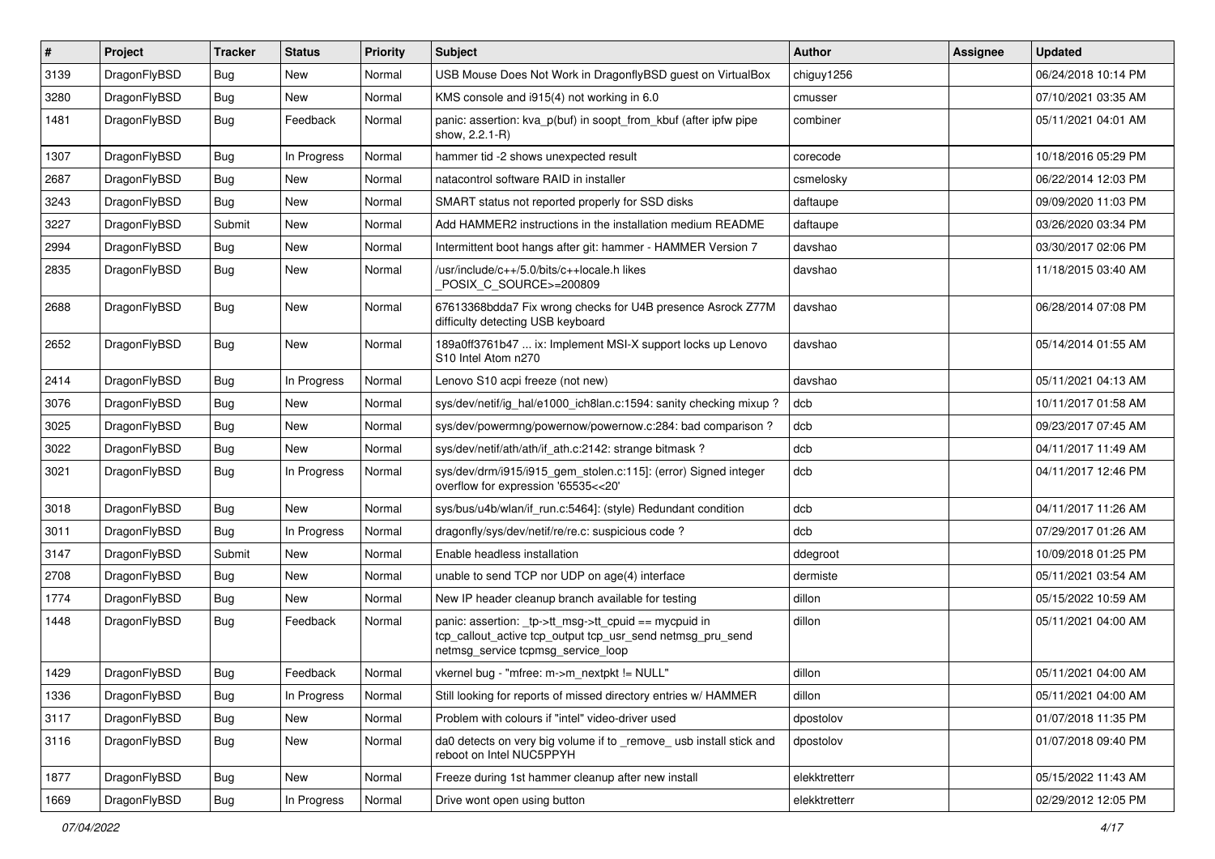| # | Project | Tracker | Status | Priority | Subject | Author | Assignee | Updated |
|---|---|---|---|---|---|---|---|---|
| 3139 | DragonFlyBSD | Bug | New | Normal | USB Mouse Does Not Work in DragonflyBSD guest on VirtualBox | chiguy1256 | | 06/24/2018 10:14 PM |
| 3280 | DragonFlyBSD | Bug | New | Normal | KMS console and i915(4) not working in 6.0 | cmusser | | 07/10/2021 03:35 AM |
| 1481 | DragonFlyBSD | Bug | Feedback | Normal | panic: assertion: kva_p(buf) in soopt_from_kbuf (after ipfw pipe show, 2.2.1-R) | combiner | | 05/11/2021 04:01 AM |
| 1307 | DragonFlyBSD | Bug | In Progress | Normal | hammer tid -2 shows unexpected result | corecode | | 10/18/2016 05:29 PM |
| 2687 | DragonFlyBSD | Bug | New | Normal | natacontrol software RAID in installer | csmelosky | | 06/22/2014 12:03 PM |
| 3243 | DragonFlyBSD | Bug | New | Normal | SMART status not reported properly for SSD disks | daftaupe | | 09/09/2020 11:03 PM |
| 3227 | DragonFlyBSD | Submit | New | Normal | Add HAMMER2 instructions in the installation medium README | daftaupe | | 03/26/2020 03:34 PM |
| 2994 | DragonFlyBSD | Bug | New | Normal | Intermittent boot hangs after git: hammer - HAMMER Version 7 | davshao | | 03/30/2017 02:06 PM |
| 2835 | DragonFlyBSD | Bug | New | Normal | /usr/include/c++/5.0/bits/c++locale.h likes _POSIX_C_SOURCE>=200809 | davshao | | 11/18/2015 03:40 AM |
| 2688 | DragonFlyBSD | Bug | New | Normal | 67613368bdda7 Fix wrong checks for U4B presence Asrock Z77M difficulty detecting USB keyboard | davshao | | 06/28/2014 07:08 PM |
| 2652 | DragonFlyBSD | Bug | New | Normal | 189a0ff3761b47 ... ix: Implement MSI-X support locks up Lenovo S10 Intel Atom n270 | davshao | | 05/14/2014 01:55 AM |
| 2414 | DragonFlyBSD | Bug | In Progress | Normal | Lenovo S10 acpi freeze (not new) | davshao | | 05/11/2021 04:13 AM |
| 3076 | DragonFlyBSD | Bug | New | Normal | sys/dev/netif/ig_hal/e1000_ich8lan.c:1594: sanity checking mixup ? | dcb | | 10/11/2017 01:58 AM |
| 3025 | DragonFlyBSD | Bug | New | Normal | sys/dev/powermng/powernow/powernow.c:284: bad comparison ? | dcb | | 09/23/2017 07:45 AM |
| 3022 | DragonFlyBSD | Bug | New | Normal | sys/dev/netif/ath/ath/if_ath.c:2142: strange bitmask ? | dcb | | 04/11/2017 11:49 AM |
| 3021 | DragonFlyBSD | Bug | In Progress | Normal | sys/dev/drm/i915/i915_gem_stolen.c:115]: (error) Signed integer overflow for expression '65535<<20' | dcb | | 04/11/2017 12:46 PM |
| 3018 | DragonFlyBSD | Bug | New | Normal | sys/bus/u4b/wlan/if_run.c:5464]: (style) Redundant condition | dcb | | 04/11/2017 11:26 AM |
| 3011 | DragonFlyBSD | Bug | In Progress | Normal | dragonfly/sys/dev/netif/re/re.c: suspicious code ? | dcb | | 07/29/2017 01:26 AM |
| 3147 | DragonFlyBSD | Submit | New | Normal | Enable headless installation | ddegroot | | 10/09/2018 01:25 PM |
| 2708 | DragonFlyBSD | Bug | New | Normal | unable to send TCP nor UDP on age(4) interface | dermiste | | 05/11/2021 03:54 AM |
| 1774 | DragonFlyBSD | Bug | New | Normal | New IP header cleanup branch available for testing | dillon | | 05/15/2022 10:59 AM |
| 1448 | DragonFlyBSD | Bug | Feedback | Normal | panic: assertion: _tp->tt_msg->tt_cpuid == mycpuid in tcp_callout_active tcp_output tcp_usr_send netmsg_pru_send netmsg_service tcpmsg_service_loop | dillon | | 05/11/2021 04:00 AM |
| 1429 | DragonFlyBSD | Bug | Feedback | Normal | vkernel bug - "mfree: m->m_nextpkt != NULL" | dillon | | 05/11/2021 04:00 AM |
| 1336 | DragonFlyBSD | Bug | In Progress | Normal | Still looking for reports of missed directory entries w/ HAMMER | dillon | | 05/11/2021 04:00 AM |
| 3117 | DragonFlyBSD | Bug | New | Normal | Problem with colours if "intel" video-driver used | dpostolov | | 01/07/2018 11:35 PM |
| 3116 | DragonFlyBSD | Bug | New | Normal | da0 detects on very big volume if to _remove_ usb install stick and reboot on Intel NUC5PPYH | dpostolov | | 01/07/2018 09:40 PM |
| 1877 | DragonFlyBSD | Bug | New | Normal | Freeze during 1st hammer cleanup after new install | elekktretterr | | 05/15/2022 11:43 AM |
| 1669 | DragonFlyBSD | Bug | In Progress | Normal | Drive wont open using button | elekktretterr | | 02/29/2012 12:05 PM |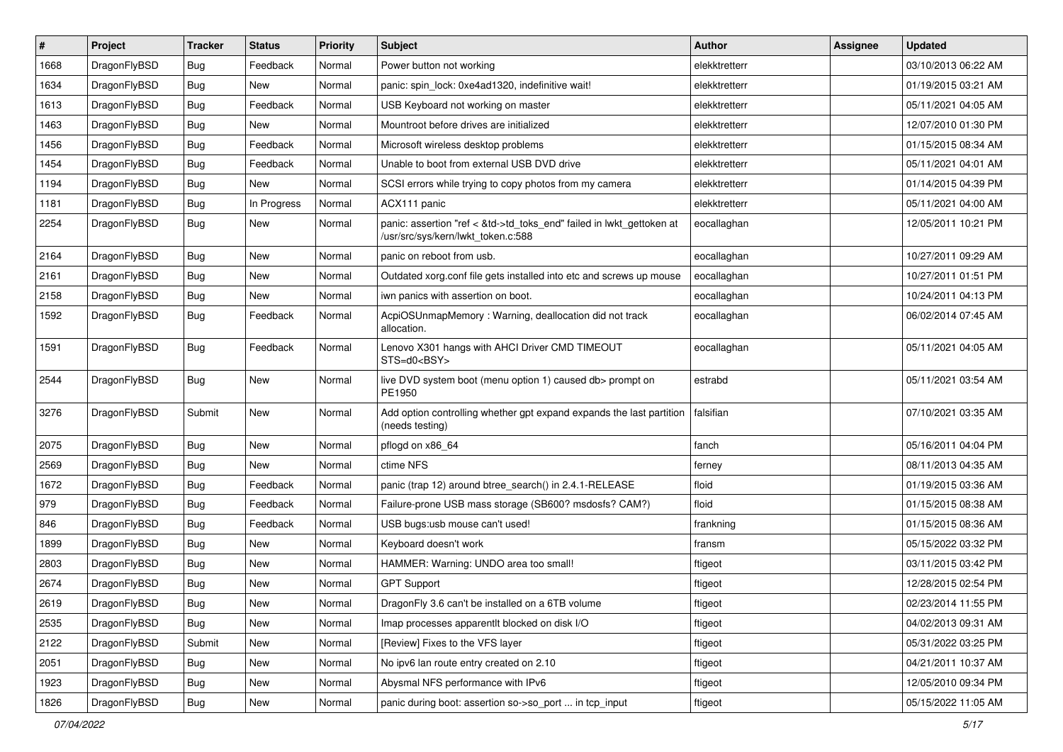| # | Project | Tracker | Status | Priority | Subject | Author | Assignee | Updated |
|---|---|---|---|---|---|---|---|---|
| 1668 | DragonFlyBSD | Bug | Feedback | Normal | Power button not working | elekktretterr | | 03/10/2013 06:22 AM |
| 1634 | DragonFlyBSD | Bug | New | Normal | panic: spin_lock: 0xe4ad1320, indefinitive wait! | elekktretterr | | 01/19/2015 03:21 AM |
| 1613 | DragonFlyBSD | Bug | Feedback | Normal | USB Keyboard not working on master | elekktretterr | | 05/11/2021 04:05 AM |
| 1463 | DragonFlyBSD | Bug | New | Normal | Mountroot before drives are initialized | elekktretterr | | 12/07/2010 01:30 PM |
| 1456 | DragonFlyBSD | Bug | Feedback | Normal | Microsoft wireless desktop problems | elekktretterr | | 01/15/2015 08:34 AM |
| 1454 | DragonFlyBSD | Bug | Feedback | Normal | Unable to boot from external USB DVD drive | elekktretterr | | 05/11/2021 04:01 AM |
| 1194 | DragonFlyBSD | Bug | New | Normal | SCSI errors while trying to copy photos from my camera | elekktretterr | | 01/14/2015 04:39 PM |
| 1181 | DragonFlyBSD | Bug | In Progress | Normal | ACX111 panic | elekktretterr | | 05/11/2021 04:00 AM |
| 2254 | DragonFlyBSD | Bug | New | Normal | panic: assertion "ref < &td->td_toks_end" failed in lwkt_gettoken at /usr/src/sys/kern/lwkt_token.c:588 | eocallaghan | | 12/05/2011 10:21 PM |
| 2164 | DragonFlyBSD | Bug | New | Normal | panic on reboot from usb. | eocallaghan | | 10/27/2011 09:29 AM |
| 2161 | DragonFlyBSD | Bug | New | Normal | Outdated xorg.conf file gets installed into etc and screws up mouse | eocallaghan | | 10/27/2011 01:51 PM |
| 2158 | DragonFlyBSD | Bug | New | Normal | iwn panics with assertion on boot. | eocallaghan | | 10/24/2011 04:13 PM |
| 1592 | DragonFlyBSD | Bug | Feedback | Normal | AcpiOSUnmapMemory : Warning, deallocation did not track allocation. | eocallaghan | | 06/02/2014 07:45 AM |
| 1591 | DragonFlyBSD | Bug | Feedback | Normal | Lenovo X301 hangs with AHCI Driver CMD TIMEOUT STS=d0<BSY> | eocallaghan | | 05/11/2021 04:05 AM |
| 2544 | DragonFlyBSD | Bug | New | Normal | live DVD system boot (menu option 1) caused db> prompt on PE1950 | estrabd | | 05/11/2021 03:54 AM |
| 3276 | DragonFlyBSD | Submit | New | Normal | Add option controlling whether gpt expand expands the last partition (needs testing) | falsifian | | 07/10/2021 03:35 AM |
| 2075 | DragonFlyBSD | Bug | New | Normal | pflogd on x86_64 | fanch | | 05/16/2011 04:04 PM |
| 2569 | DragonFlyBSD | Bug | New | Normal | ctime NFS | ferney | | 08/11/2013 04:35 AM |
| 1672 | DragonFlyBSD | Bug | Feedback | Normal | panic (trap 12) around btree_search() in 2.4.1-RELEASE | floid | | 01/19/2015 03:36 AM |
| 979 | DragonFlyBSD | Bug | Feedback | Normal | Failure-prone USB mass storage (SB600? msdosfs? CAM?) | floid | | 01/15/2015 08:38 AM |
| 846 | DragonFlyBSD | Bug | Feedback | Normal | USB bugs:usb mouse can't used! | frankning | | 01/15/2015 08:36 AM |
| 1899 | DragonFlyBSD | Bug | New | Normal | Keyboard doesn't work | fransm | | 05/15/2022 03:32 PM |
| 2803 | DragonFlyBSD | Bug | New | Normal | HAMMER: Warning: UNDO area too small! | ftigeot | | 03/11/2015 03:42 PM |
| 2674 | DragonFlyBSD | Bug | New | Normal | GPT Support | ftigeot | | 12/28/2015 02:54 PM |
| 2619 | DragonFlyBSD | Bug | New | Normal | DragonFly 3.6 can't be installed on a 6TB volume | ftigeot | | 02/23/2014 11:55 PM |
| 2535 | DragonFlyBSD | Bug | New | Normal | Imap processes apparentlt blocked on disk I/O | ftigeot | | 04/02/2013 09:31 AM |
| 2122 | DragonFlyBSD | Submit | New | Normal | [Review] Fixes to the VFS layer | ftigeot | | 05/31/2022 03:25 PM |
| 2051 | DragonFlyBSD | Bug | New | Normal | No ipv6 lan route entry created on 2.10 | ftigeot | | 04/21/2011 10:37 AM |
| 1923 | DragonFlyBSD | Bug | New | Normal | Abysmal NFS performance with IPv6 | ftigeot | | 12/05/2010 09:34 PM |
| 1826 | DragonFlyBSD | Bug | New | Normal | panic during boot: assertion so->so_port ... in tcp_input | ftigeot | | 05/15/2022 11:05 AM |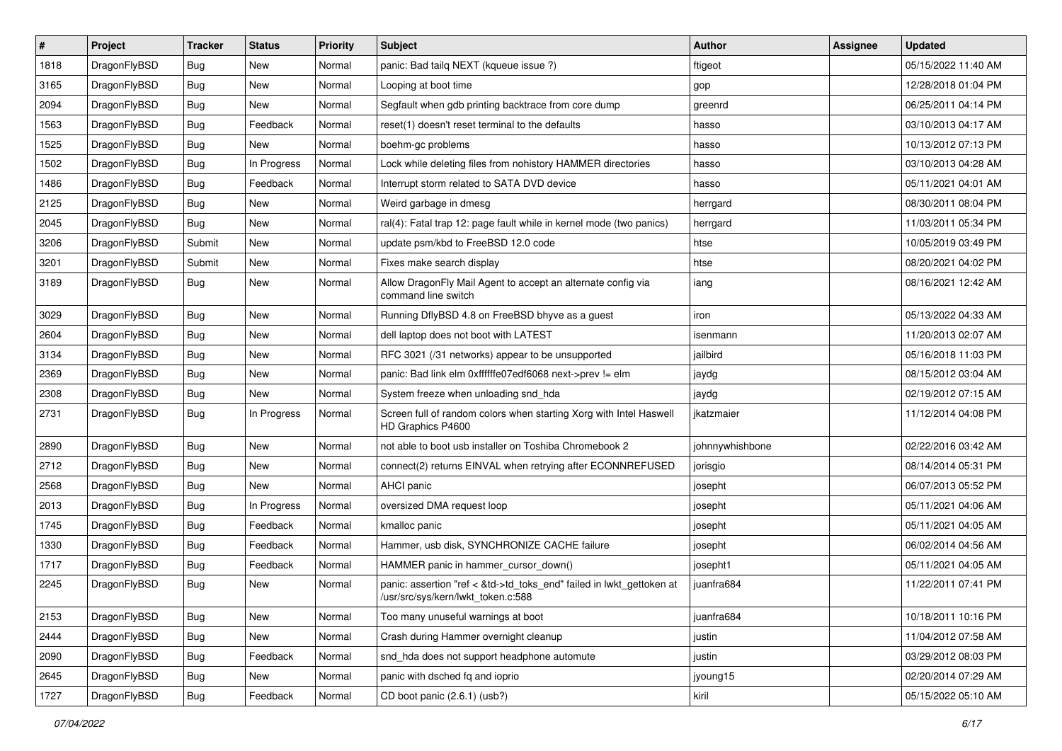| # | Project | Tracker | Status | Priority | Subject | Author | Assignee | Updated |
|---|---|---|---|---|---|---|---|---|
| 1818 | DragonFlyBSD | Bug | New | Normal | panic: Bad tailq NEXT (kqueue issue ?) | ftigeot | | 05/15/2022 11:40 AM |
| 3165 | DragonFlyBSD | Bug | New | Normal | Looping at boot time | gop | | 12/28/2018 01:04 PM |
| 2094 | DragonFlyBSD | Bug | New | Normal | Segfault when gdb printing backtrace from core dump | greenrd | | 06/25/2011 04:14 PM |
| 1563 | DragonFlyBSD | Bug | Feedback | Normal | reset(1) doesn't reset terminal to the defaults | hasso | | 03/10/2013 04:17 AM |
| 1525 | DragonFlyBSD | Bug | New | Normal | boehm-gc problems | hasso | | 10/13/2012 07:13 PM |
| 1502 | DragonFlyBSD | Bug | In Progress | Normal | Lock while deleting files from nohistory HAMMER directories | hasso | | 03/10/2013 04:28 AM |
| 1486 | DragonFlyBSD | Bug | Feedback | Normal | Interrupt storm related to SATA DVD device | hasso | | 05/11/2021 04:01 AM |
| 2125 | DragonFlyBSD | Bug | New | Normal | Weird garbage in dmesg | herrgard | | 08/30/2011 08:04 PM |
| 2045 | DragonFlyBSD | Bug | New | Normal | ral(4): Fatal trap 12: page fault while in kernel mode (two panics) | herrgard | | 11/03/2011 05:34 PM |
| 3206 | DragonFlyBSD | Submit | New | Normal | update psm/kbd to FreeBSD 12.0 code | htse | | 10/05/2019 03:49 PM |
| 3201 | DragonFlyBSD | Submit | New | Normal | Fixes make search display | htse | | 08/20/2021 04:02 PM |
| 3189 | DragonFlyBSD | Bug | New | Normal | Allow DragonFly Mail Agent to accept an alternate config via command line switch | iang | | 08/16/2021 12:42 AM |
| 3029 | DragonFlyBSD | Bug | New | Normal | Running DflyBSD 4.8 on FreeBSD bhyve as a guest | iron | | 05/13/2022 04:33 AM |
| 2604 | DragonFlyBSD | Bug | New | Normal | dell laptop does not boot with LATEST | isenmann | | 11/20/2013 02:07 AM |
| 3134 | DragonFlyBSD | Bug | New | Normal | RFC 3021 (/31 networks) appear to be unsupported | jailbird | | 05/16/2018 11:03 PM |
| 2369 | DragonFlyBSD | Bug | New | Normal | panic: Bad link elm 0xffffffe07edf6068 next->prev != elm | jaydg | | 08/15/2012 03:04 AM |
| 2308 | DragonFlyBSD | Bug | New | Normal | System freeze when unloading snd_hda | jaydg | | 02/19/2012 07:15 AM |
| 2731 | DragonFlyBSD | Bug | In Progress | Normal | Screen full of random colors when starting Xorg with Intel Haswell HD Graphics P4600 | jkatzmaier | | 11/12/2014 04:08 PM |
| 2890 | DragonFlyBSD | Bug | New | Normal | not able to boot usb installer on Toshiba Chromebook 2 | johnnywhishbone | | 02/22/2016 03:42 AM |
| 2712 | DragonFlyBSD | Bug | New | Normal | connect(2) returns EINVAL when retrying after ECONNREFUSED | jorisgio | | 08/14/2014 05:31 PM |
| 2568 | DragonFlyBSD | Bug | New | Normal | AHCI panic | josepht | | 06/07/2013 05:52 PM |
| 2013 | DragonFlyBSD | Bug | In Progress | Normal | oversized DMA request loop | josepht | | 05/11/2021 04:06 AM |
| 1745 | DragonFlyBSD | Bug | Feedback | Normal | kmalloc panic | josepht | | 05/11/2021 04:05 AM |
| 1330 | DragonFlyBSD | Bug | Feedback | Normal | Hammer, usb disk, SYNCHRONIZE CACHE failure | josepht | | 06/02/2014 04:56 AM |
| 1717 | DragonFlyBSD | Bug | Feedback | Normal | HAMMER panic in hammer_cursor_down() | josepht1 | | 05/11/2021 04:05 AM |
| 2245 | DragonFlyBSD | Bug | New | Normal | panic: assertion "ref < &td->td_toks_end" failed in lwkt_gettoken at /usr/src/sys/kern/lwkt_token.c:588 | juanfra684 | | 11/22/2011 07:41 PM |
| 2153 | DragonFlyBSD | Bug | New | Normal | Too many unuseful warnings at boot | juanfra684 | | 10/18/2011 10:16 PM |
| 2444 | DragonFlyBSD | Bug | New | Normal | Crash during Hammer overnight cleanup | justin | | 11/04/2012 07:58 AM |
| 2090 | DragonFlyBSD | Bug | Feedback | Normal | snd_hda does not support headphone automute | justin | | 03/29/2012 08:03 PM |
| 2645 | DragonFlyBSD | Bug | New | Normal | panic with dsched fq and ioprio | jyoung15 | | 02/20/2014 07:29 AM |
| 1727 | DragonFlyBSD | Bug | Feedback | Normal | CD boot panic (2.6.1) (usb?) | kiril | | 05/15/2022 05:10 AM |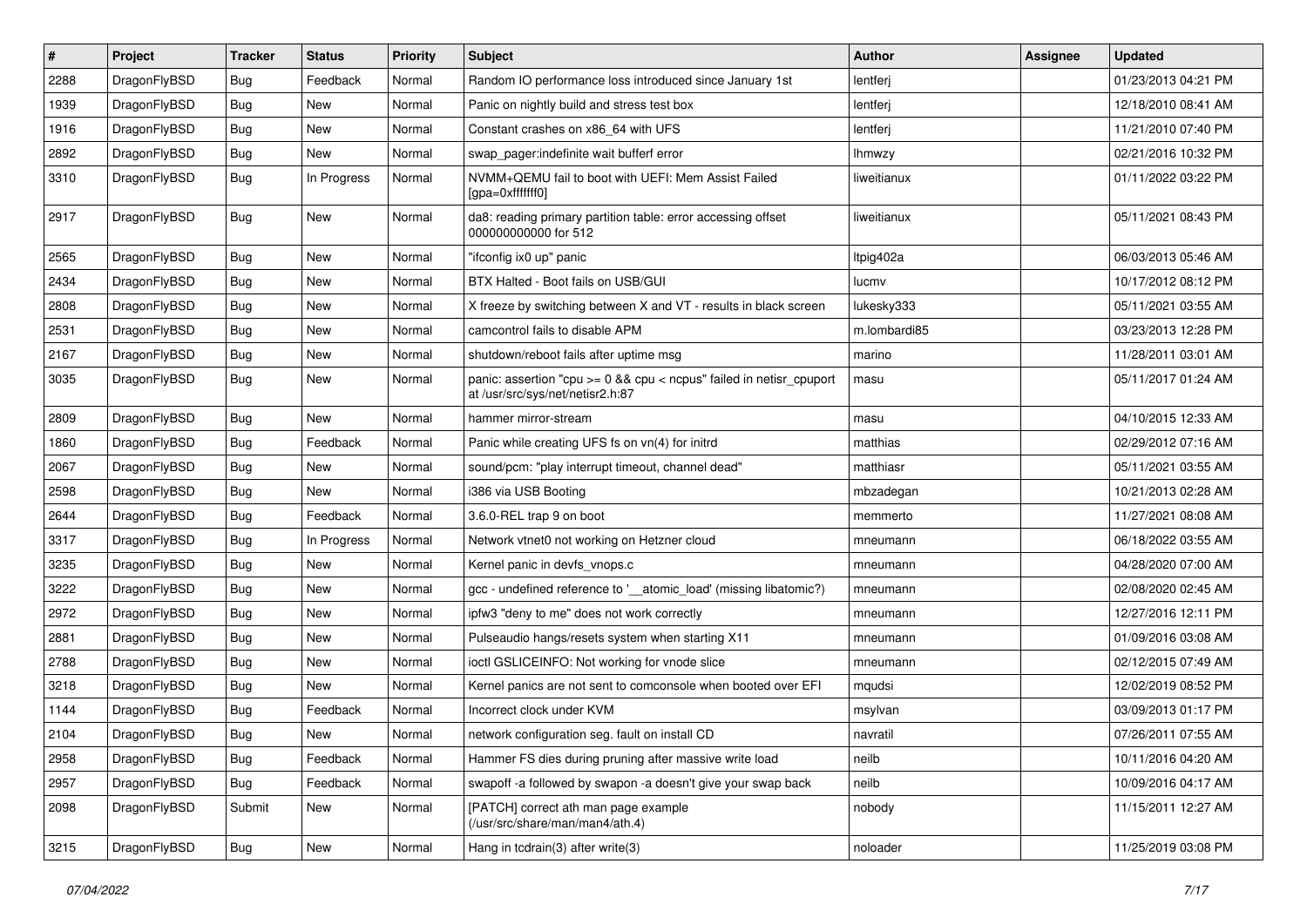| # | Project | Tracker | Status | Priority | Subject | Author | Assignee | Updated |
|---|---|---|---|---|---|---|---|---|
| 2288 | DragonFlyBSD | Bug | Feedback | Normal | Random IO performance loss introduced since January 1st | lentferj | | 01/23/2013 04:21 PM |
| 1939 | DragonFlyBSD | Bug | New | Normal | Panic on nightly build and stress test box | lentferj | | 12/18/2010 08:41 AM |
| 1916 | DragonFlyBSD | Bug | New | Normal | Constant crashes on x86_64 with UFS | lentferj | | 11/21/2010 07:40 PM |
| 2892 | DragonFlyBSD | Bug | New | Normal | swap_pager:indefinite wait bufferf error | lhmwzy | | 02/21/2016 10:32 PM |
| 3310 | DragonFlyBSD | Bug | In Progress | Normal | NVMM+QEMU fail to boot with UEFI: Mem Assist Failed [gpa=0xfffffff0] | liweitianux | | 01/11/2022 03:22 PM |
| 2917 | DragonFlyBSD | Bug | New | Normal | da8: reading primary partition table: error accessing offset 000000000000 for 512 | liweitianux | | 05/11/2021 08:43 PM |
| 2565 | DragonFlyBSD | Bug | New | Normal | "ifconfig ix0 up" panic | ltpig402a | | 06/03/2013 05:46 AM |
| 2434 | DragonFlyBSD | Bug | New | Normal | BTX Halted - Boot fails on USB/GUI | lucmv | | 10/17/2012 08:12 PM |
| 2808 | DragonFlyBSD | Bug | New | Normal | X freeze by switching between X and VT - results in black screen | lukesky333 | | 05/11/2021 03:55 AM |
| 2531 | DragonFlyBSD | Bug | New | Normal | camcontrol fails to disable APM | m.lombardi85 | | 03/23/2013 12:28 PM |
| 2167 | DragonFlyBSD | Bug | New | Normal | shutdown/reboot fails after uptime msg | marino | | 11/28/2011 03:01 AM |
| 3035 | DragonFlyBSD | Bug | New | Normal | panic: assertion "cpu >= 0 && cpu < ncpus" failed in netisr_cpuport at /usr/src/sys/net/netisr2.h:87 | masu | | 05/11/2017 01:24 AM |
| 2809 | DragonFlyBSD | Bug | New | Normal | hammer mirror-stream | masu | | 04/10/2015 12:33 AM |
| 1860 | DragonFlyBSD | Bug | Feedback | Normal | Panic while creating UFS fs on vn(4) for initrd | matthias | | 02/29/2012 07:16 AM |
| 2067 | DragonFlyBSD | Bug | New | Normal | sound/pcm: "play interrupt timeout, channel dead" | matthiasr | | 05/11/2021 03:55 AM |
| 2598 | DragonFlyBSD | Bug | New | Normal | i386 via USB Booting | mbzadegan | | 10/21/2013 02:28 AM |
| 2644 | DragonFlyBSD | Bug | Feedback | Normal | 3.6.0-REL trap 9 on boot | memmerto | | 11/27/2021 08:08 AM |
| 3317 | DragonFlyBSD | Bug | In Progress | Normal | Network vtnet0 not working on Hetzner cloud | mneumann | | 06/18/2022 03:55 AM |
| 3235 | DragonFlyBSD | Bug | New | Normal | Kernel panic in devfs_vnops.c | mneumann | | 04/28/2020 07:00 AM |
| 3222 | DragonFlyBSD | Bug | New | Normal | gcc - undefined reference to '__atomic_load' (missing libatomic?) | mneumann | | 02/08/2020 02:45 AM |
| 2972 | DragonFlyBSD | Bug | New | Normal | ipfw3 "deny to me" does not work correctly | mneumann | | 12/27/2016 12:11 PM |
| 2881 | DragonFlyBSD | Bug | New | Normal | Pulseaudio hangs/resets system when starting X11 | mneumann | | 01/09/2016 03:08 AM |
| 2788 | DragonFlyBSD | Bug | New | Normal | ioctl GSLICEINFO: Not working for vnode slice | mneumann | | 02/12/2015 07:49 AM |
| 3218 | DragonFlyBSD | Bug | New | Normal | Kernel panics are not sent to comconsole when booted over EFI | mqudsi | | 12/02/2019 08:52 PM |
| 1144 | DragonFlyBSD | Bug | Feedback | Normal | Incorrect clock under KVM | msylvan | | 03/09/2013 01:17 PM |
| 2104 | DragonFlyBSD | Bug | New | Normal | network configuration seg. fault on install CD | navratil | | 07/26/2011 07:55 AM |
| 2958 | DragonFlyBSD | Bug | Feedback | Normal | Hammer FS dies during pruning after massive write load | neilb | | 10/11/2016 04:20 AM |
| 2957 | DragonFlyBSD | Bug | Feedback | Normal | swapoff -a followed by swapon -a doesn't give your swap back | neilb | | 10/09/2016 04:17 AM |
| 2098 | DragonFlyBSD | Submit | New | Normal | [PATCH] correct ath man page example (/usr/src/share/man/man4/ath.4) | nobody | | 11/15/2011 12:27 AM |
| 3215 | DragonFlyBSD | Bug | New | Normal | Hang in tcdrain(3) after write(3) | noloader | | 11/25/2019 03:08 PM |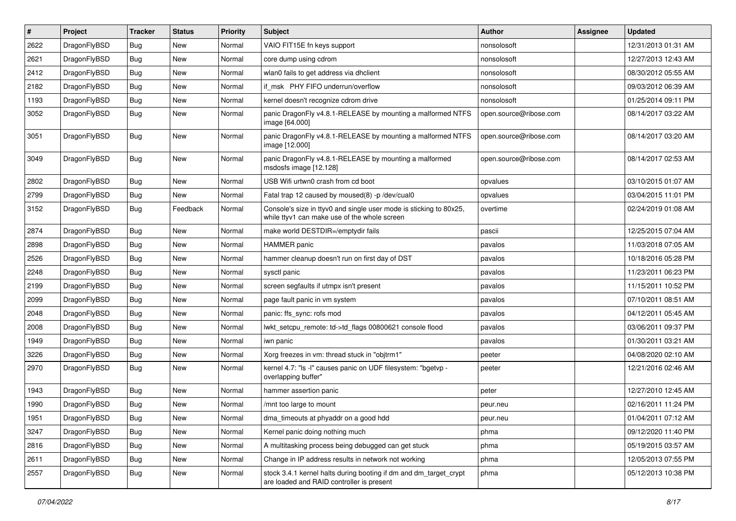| # | Project | Tracker | Status | Priority | Subject | Author | Assignee | Updated |
|---|---|---|---|---|---|---|---|---|
| 2622 | DragonFlyBSD | Bug | New | Normal | VAIO FIT15E fn keys support | nonsolosoft | | 12/31/2013 01:31 AM |
| 2621 | DragonFlyBSD | Bug | New | Normal | core dump using cdrom | nonsolosoft | | 12/27/2013 12:43 AM |
| 2412 | DragonFlyBSD | Bug | New | Normal | wlan0 fails to get address via dhclient | nonsolosoft | | 08/30/2012 05:55 AM |
| 2182 | DragonFlyBSD | Bug | New | Normal | if_msk PHY FIFO underrun/overflow | nonsolosoft | | 09/03/2012 06:39 AM |
| 1193 | DragonFlyBSD | Bug | New | Normal | kernel doesn't recognize cdrom drive | nonsolosoft | | 01/25/2014 09:11 PM |
| 3052 | DragonFlyBSD | Bug | New | Normal | panic DragonFly v4.8.1-RELEASE by mounting a malformed NTFS image [64.000] | open.source@ribose.com | | 08/14/2017 03:22 AM |
| 3051 | DragonFlyBSD | Bug | New | Normal | panic DragonFly v4.8.1-RELEASE by mounting a malformed NTFS image [12.000] | open.source@ribose.com | | 08/14/2017 03:20 AM |
| 3049 | DragonFlyBSD | Bug | New | Normal | panic DragonFly v4.8.1-RELEASE by mounting a malformed msdosfs image [12.128] | open.source@ribose.com | | 08/14/2017 02:53 AM |
| 2802 | DragonFlyBSD | Bug | New | Normal | USB Wifi urtwn0 crash from cd boot | opvalues | | 03/10/2015 01:07 AM |
| 2799 | DragonFlyBSD | Bug | New | Normal | Fatal trap 12 caused by moused(8) -p /dev/cual0 | opvalues | | 03/04/2015 11:01 PM |
| 3152 | DragonFlyBSD | Bug | Feedback | Normal | Console's size in ttyv0 and single user mode is sticking to 80x25, while ttyv1 can make use of the whole screen | overtime | | 02/24/2019 01:08 AM |
| 2874 | DragonFlyBSD | Bug | New | Normal | make world DESTDIR=/emptydir fails | pascii | | 12/25/2015 07:04 AM |
| 2898 | DragonFlyBSD | Bug | New | Normal | HAMMER panic | pavalos | | 11/03/2018 07:05 AM |
| 2526 | DragonFlyBSD | Bug | New | Normal | hammer cleanup doesn't run on first day of DST | pavalos | | 10/18/2016 05:28 PM |
| 2248 | DragonFlyBSD | Bug | New | Normal | sysctl panic | pavalos | | 11/23/2011 06:23 PM |
| 2199 | DragonFlyBSD | Bug | New | Normal | screen segfaults if utmpx isn't present | pavalos | | 11/15/2011 10:52 PM |
| 2099 | DragonFlyBSD | Bug | New | Normal | page fault panic in vm system | pavalos | | 07/10/2011 08:51 AM |
| 2048 | DragonFlyBSD | Bug | New | Normal | panic: ffs_sync: rofs mod | pavalos | | 04/12/2011 05:45 AM |
| 2008 | DragonFlyBSD | Bug | New | Normal | lwkt_setcpu_remote: td->td_flags 00800621 console flood | pavalos | | 03/06/2011 09:37 PM |
| 1949 | DragonFlyBSD | Bug | New | Normal | iwn panic | pavalos | | 01/30/2011 03:21 AM |
| 3226 | DragonFlyBSD | Bug | New | Normal | Xorg freezes in vm: thread stuck in "objtrm1" | peeter | | 04/08/2020 02:10 AM |
| 2970 | DragonFlyBSD | Bug | New | Normal | kernel 4.7: "ls -l" causes panic on UDF filesystem: "bgetvp - overlapping buffer" | peeter | | 12/21/2016 02:46 AM |
| 1943 | DragonFlyBSD | Bug | New | Normal | hammer assertion panic | peter | | 12/27/2010 12:45 AM |
| 1990 | DragonFlyBSD | Bug | New | Normal | /mnt too large to mount | peur.neu | | 02/16/2011 11:24 PM |
| 1951 | DragonFlyBSD | Bug | New | Normal | dma_timeouts at phyaddr on a good hdd | peur.neu | | 01/04/2011 07:12 AM |
| 3247 | DragonFlyBSD | Bug | New | Normal | Kernel panic doing nothing much | phma | | 09/12/2020 11:40 PM |
| 2816 | DragonFlyBSD | Bug | New | Normal | A multitasking process being debugged can get stuck | phma | | 05/19/2015 03:57 AM |
| 2611 | DragonFlyBSD | Bug | New | Normal | Change in IP address results in network not working | phma | | 12/05/2013 07:55 PM |
| 2557 | DragonFlyBSD | Bug | New | Normal | stock 3.4.1 kernel halts during booting if dm and dm_target_crypt are loaded and RAID controller is present | phma | | 05/12/2013 10:38 PM |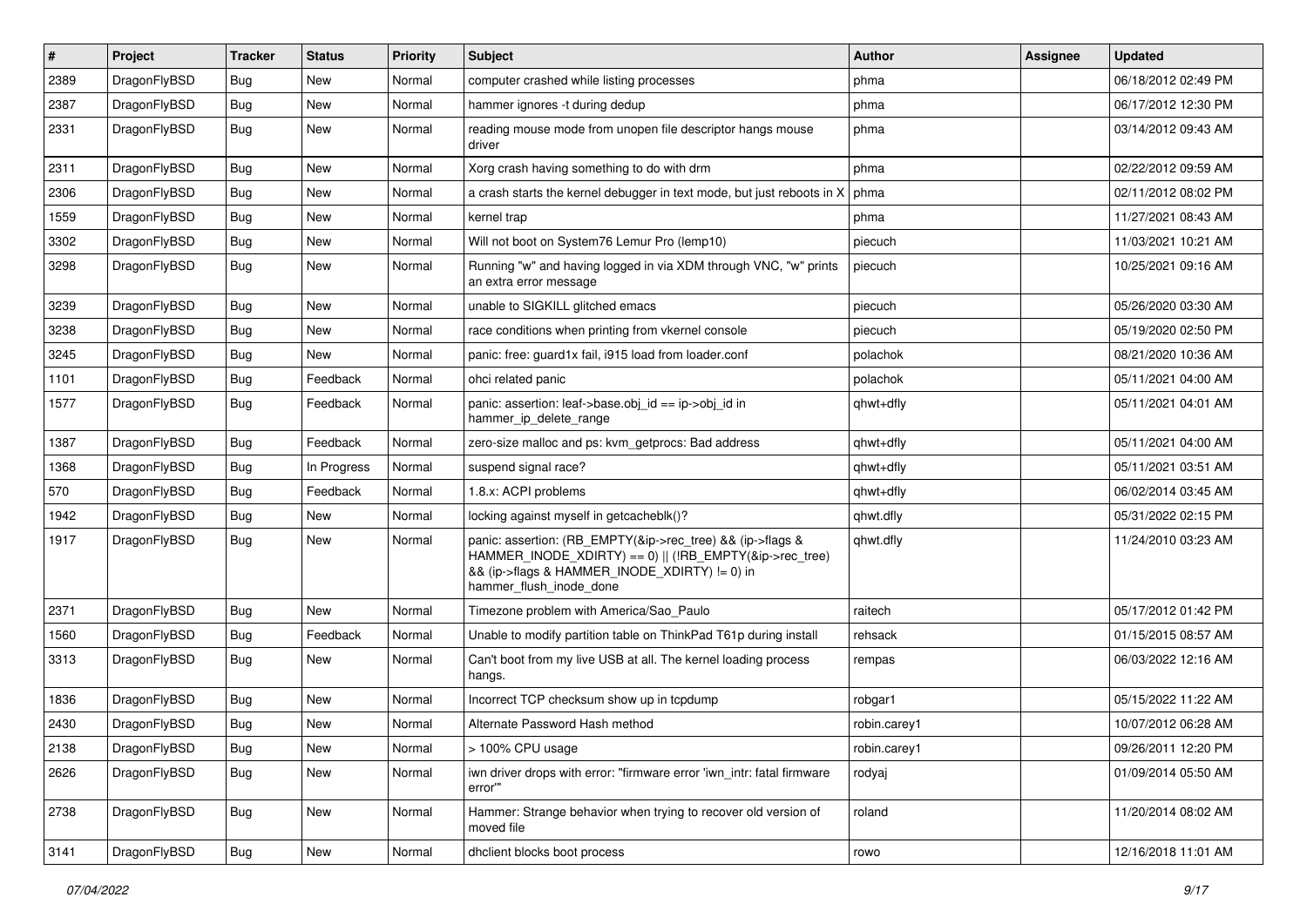| # | Project | Tracker | Status | Priority | Subject | Author | Assignee | Updated |
| --- | --- | --- | --- | --- | --- | --- | --- | --- |
| 2389 | DragonFlyBSD | Bug | New | Normal | computer crashed while listing processes | phma | | 06/18/2012 02:49 PM |
| 2387 | DragonFlyBSD | Bug | New | Normal | hammer ignores -t during dedup | phma | | 06/17/2012 12:30 PM |
| 2331 | DragonFlyBSD | Bug | New | Normal | reading mouse mode from unopen file descriptor hangs mouse driver | phma | | 03/14/2012 09:43 AM |
| 2311 | DragonFlyBSD | Bug | New | Normal | Xorg crash having something to do with drm | phma | | 02/22/2012 09:59 AM |
| 2306 | DragonFlyBSD | Bug | New | Normal | a crash starts the kernel debugger in text mode, but just reboots in X | phma | | 02/11/2012 08:02 PM |
| 1559 | DragonFlyBSD | Bug | New | Normal | kernel trap | phma | | 11/27/2021 08:43 AM |
| 3302 | DragonFlyBSD | Bug | New | Normal | Will not boot on System76 Lemur Pro (lemp10) | piecuch | | 11/03/2021 10:21 AM |
| 3298 | DragonFlyBSD | Bug | New | Normal | Running "w" and having logged in via XDM through VNC, "w" prints an extra error message | piecuch | | 10/25/2021 09:16 AM |
| 3239 | DragonFlyBSD | Bug | New | Normal | unable to SIGKILL glitched emacs | piecuch | | 05/26/2020 03:30 AM |
| 3238 | DragonFlyBSD | Bug | New | Normal | race conditions when printing from vkernel console | piecuch | | 05/19/2020 02:50 PM |
| 3245 | DragonFlyBSD | Bug | New | Normal | panic: free: guard1x fail, i915 load from loader.conf | polachok | | 08/21/2020 10:36 AM |
| 1101 | DragonFlyBSD | Bug | Feedback | Normal | ohci related panic | polachok | | 05/11/2021 04:00 AM |
| 1577 | DragonFlyBSD | Bug | Feedback | Normal | panic: assertion: leaf->base.obj_id == ip->obj_id in hammer_ip_delete_range | qhwt+dfly | | 05/11/2021 04:01 AM |
| 1387 | DragonFlyBSD | Bug | Feedback | Normal | zero-size malloc and ps: kvm_getprocs: Bad address | qhwt+dfly | | 05/11/2021 04:00 AM |
| 1368 | DragonFlyBSD | Bug | In Progress | Normal | suspend signal race? | qhwt+dfly | | 05/11/2021 03:51 AM |
| 570 | DragonFlyBSD | Bug | Feedback | Normal | 1.8.x: ACPI problems | qhwt+dfly | | 06/02/2014 03:45 AM |
| 1942 | DragonFlyBSD | Bug | New | Normal | locking against myself in getcacheblk()? | qhwt.dfly | | 05/31/2022 02:15 PM |
| 1917 | DragonFlyBSD | Bug | New | Normal | panic: assertion: (RB_EMPTY(&ip->rec_tree) && (ip->flags & HAMMER_INODE_XDIRTY) == 0) \|\| (!RB_EMPTY(&ip->rec_tree) && (ip->flags & HAMMER_INODE_XDIRTY) != 0) in hammer_flush_inode_done | qhwt.dfly | | 11/24/2010 03:23 AM |
| 2371 | DragonFlyBSD | Bug | New | Normal | Timezone problem with America/Sao_Paulo | raitech | | 05/17/2012 01:42 PM |
| 1560 | DragonFlyBSD | Bug | Feedback | Normal | Unable to modify partition table on ThinkPad T61p during install | rehsack | | 01/15/2015 08:57 AM |
| 3313 | DragonFlyBSD | Bug | New | Normal | Can't boot from my live USB at all. The kernel loading process hangs. | rempas | | 06/03/2022 12:16 AM |
| 1836 | DragonFlyBSD | Bug | New | Normal | Incorrect TCP checksum show up in tcpdump | robgar1 | | 05/15/2022 11:22 AM |
| 2430 | DragonFlyBSD | Bug | New | Normal | Alternate Password Hash method | robin.carey1 | | 10/07/2012 06:28 AM |
| 2138 | DragonFlyBSD | Bug | New | Normal | > 100% CPU usage | robin.carey1 | | 09/26/2011 12:20 PM |
| 2626 | DragonFlyBSD | Bug | New | Normal | iwn driver drops with error: "firmware error 'iwn_intr: fatal firmware error'" | rodyaj | | 01/09/2014 05:50 AM |
| 2738 | DragonFlyBSD | Bug | New | Normal | Hammer: Strange behavior when trying to recover old version of moved file | roland | | 11/20/2014 08:02 AM |
| 3141 | DragonFlyBSD | Bug | New | Normal | dhclient blocks boot process | rowo | | 12/16/2018 11:01 AM |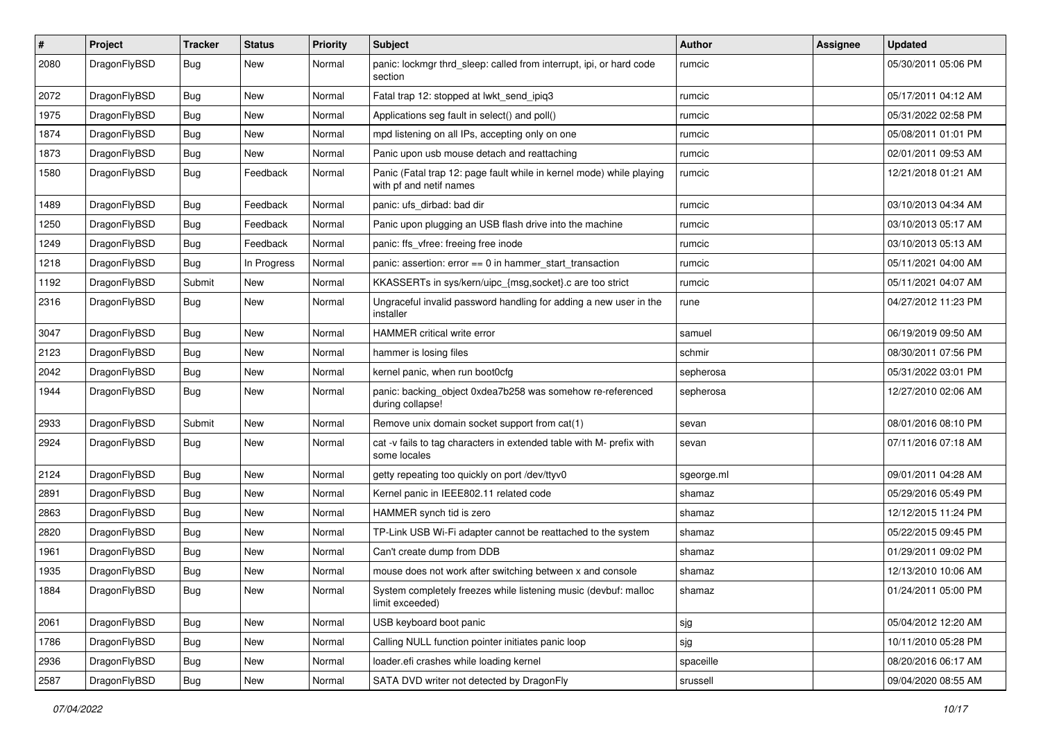| # | Project | Tracker | Status | Priority | Subject | Author | Assignee | Updated |
|---|---|---|---|---|---|---|---|---|
| 2080 | DragonFlyBSD | Bug | New | Normal | panic: lockmgr thrd_sleep: called from interrupt, ipi, or hard code section | rumcic | | 05/30/2011 05:06 PM |
| 2072 | DragonFlyBSD | Bug | New | Normal | Fatal trap 12: stopped at lwkt_send_ipiq3 | rumcic | | 05/17/2011 04:12 AM |
| 1975 | DragonFlyBSD | Bug | New | Normal | Applications seg fault in select() and poll() | rumcic | | 05/31/2022 02:58 PM |
| 1874 | DragonFlyBSD | Bug | New | Normal | mpd listening on all IPs, accepting only on one | rumcic | | 05/08/2011 01:01 PM |
| 1873 | DragonFlyBSD | Bug | New | Normal | Panic upon usb mouse detach and reattaching | rumcic | | 02/01/2011 09:53 AM |
| 1580 | DragonFlyBSD | Bug | Feedback | Normal | Panic (Fatal trap 12: page fault while in kernel mode) while playing with pf and netif names | rumcic | | 12/21/2018 01:21 AM |
| 1489 | DragonFlyBSD | Bug | Feedback | Normal | panic: ufs_dirbad: bad dir | rumcic | | 03/10/2013 04:34 AM |
| 1250 | DragonFlyBSD | Bug | Feedback | Normal | Panic upon plugging an USB flash drive into the machine | rumcic | | 03/10/2013 05:17 AM |
| 1249 | DragonFlyBSD | Bug | Feedback | Normal | panic: ffs_vfree: freeing free inode | rumcic | | 03/10/2013 05:13 AM |
| 1218 | DragonFlyBSD | Bug | In Progress | Normal | panic: assertion: error == 0 in hammer_start_transaction | rumcic | | 05/11/2021 04:00 AM |
| 1192 | DragonFlyBSD | Submit | New | Normal | KKASSERTs in sys/kern/uipc_{msg,socket}.c are too strict | rumcic | | 05/11/2021 04:07 AM |
| 2316 | DragonFlyBSD | Bug | New | Normal | Ungraceful invalid password handling for adding a new user in the installer | rune | | 04/27/2012 11:23 PM |
| 3047 | DragonFlyBSD | Bug | New | Normal | HAMMER critical write error | samuel | | 06/19/2019 09:50 AM |
| 2123 | DragonFlyBSD | Bug | New | Normal | hammer is losing files | schmir | | 08/30/2011 07:56 PM |
| 2042 | DragonFlyBSD | Bug | New | Normal | kernel panic, when run boot0cfg | sepherosa | | 05/31/2022 03:01 PM |
| 1944 | DragonFlyBSD | Bug | New | Normal | panic: backing_object 0xdea7b258 was somehow re-referenced during collapse! | sepherosa | | 12/27/2010 02:06 AM |
| 2933 | DragonFlyBSD | Submit | New | Normal | Remove unix domain socket support from cat(1) | sevan | | 08/01/2016 08:10 PM |
| 2924 | DragonFlyBSD | Bug | New | Normal | cat -v fails to tag characters in extended table with M- prefix with some locales | sevan | | 07/11/2016 07:18 AM |
| 2124 | DragonFlyBSD | Bug | New | Normal | getty repeating too quickly on port /dev/ttyv0 | sgeorge.ml | | 09/01/2011 04:28 AM |
| 2891 | DragonFlyBSD | Bug | New | Normal | Kernel panic in IEEE802.11 related code | shamaz | | 05/29/2016 05:49 PM |
| 2863 | DragonFlyBSD | Bug | New | Normal | HAMMER synch tid is zero | shamaz | | 12/12/2015 11:24 PM |
| 2820 | DragonFlyBSD | Bug | New | Normal | TP-Link USB Wi-Fi adapter cannot be reattached to the system | shamaz | | 05/22/2015 09:45 PM |
| 1961 | DragonFlyBSD | Bug | New | Normal | Can't create dump from DDB | shamaz | | 01/29/2011 09:02 PM |
| 1935 | DragonFlyBSD | Bug | New | Normal | mouse does not work after switching between x and console | shamaz | | 12/13/2010 10:06 AM |
| 1884 | DragonFlyBSD | Bug | New | Normal | System completely freezes while listening music (devbuf: malloc limit exceeded) | shamaz | | 01/24/2011 05:00 PM |
| 2061 | DragonFlyBSD | Bug | New | Normal | USB keyboard boot panic | sjg | | 05/04/2012 12:20 AM |
| 1786 | DragonFlyBSD | Bug | New | Normal | Calling NULL function pointer initiates panic loop | sjg | | 10/11/2010 05:28 PM |
| 2936 | DragonFlyBSD | Bug | New | Normal | loader.efi crashes while loading kernel | spaceille | | 08/20/2016 06:17 AM |
| 2587 | DragonFlyBSD | Bug | New | Normal | SATA DVD writer not detected by DragonFly | srussell | | 09/04/2020 08:55 AM |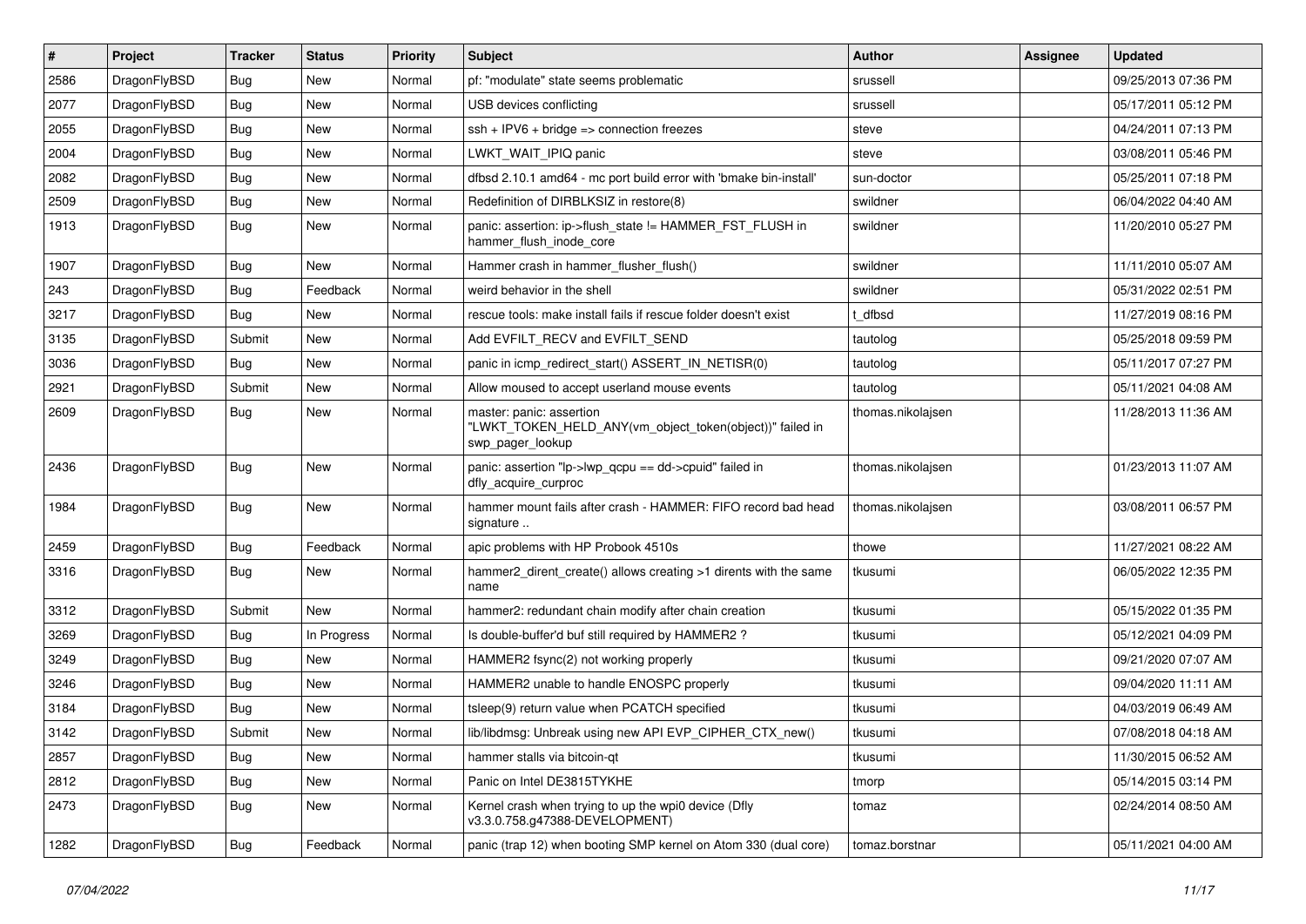| # | Project | Tracker | Status | Priority | Subject | Author | Assignee | Updated |
|---|---|---|---|---|---|---|---|---|
| 2586 | DragonFlyBSD | Bug | New | Normal | pf: "modulate" state seems problematic | srussell | | 09/25/2013 07:36 PM |
| 2077 | DragonFlyBSD | Bug | New | Normal | USB devices conflicting | srussell | | 05/17/2011 05:12 PM |
| 2055 | DragonFlyBSD | Bug | New | Normal | ssh + IPV6 + bridge => connection freezes | steve | | 04/24/2011 07:13 PM |
| 2004 | DragonFlyBSD | Bug | New | Normal | LWKT_WAIT_IPIQ panic | steve | | 03/08/2011 05:46 PM |
| 2082 | DragonFlyBSD | Bug | New | Normal | dfbsd 2.10.1 amd64 - mc port build error with 'bmake bin-install' | sun-doctor | | 05/25/2011 07:18 PM |
| 2509 | DragonFlyBSD | Bug | New | Normal | Redefinition of DIRBLKSIZ in restore(8) | swildner | | 06/04/2022 04:40 AM |
| 1913 | DragonFlyBSD | Bug | New | Normal | panic: assertion: ip->flush_state != HAMMER_FST_FLUSH in hammer_flush_inode_core | swildner | | 11/20/2010 05:27 PM |
| 1907 | DragonFlyBSD | Bug | New | Normal | Hammer crash in hammer_flusher_flush() | swildner | | 11/11/2010 05:07 AM |
| 243 | DragonFlyBSD | Bug | Feedback | Normal | weird behavior in the shell | swildner | | 05/31/2022 02:51 PM |
| 3217 | DragonFlyBSD | Bug | New | Normal | rescue tools: make install fails if rescue folder doesn't exist | t_dfbsd | | 11/27/2019 08:16 PM |
| 3135 | DragonFlyBSD | Submit | New | Normal | Add EVFILT_RECV and EVFILT_SEND | tautolog | | 05/25/2018 09:59 PM |
| 3036 | DragonFlyBSD | Bug | New | Normal | panic in icmp_redirect_start() ASSERT_IN_NETISR(0) | tautolog | | 05/11/2017 07:27 PM |
| 2921 | DragonFlyBSD | Submit | New | Normal | Allow moused to accept userland mouse events | tautolog | | 05/11/2021 04:08 AM |
| 2609 | DragonFlyBSD | Bug | New | Normal | master: panic: assertion "LWKT_TOKEN_HELD_ANY(vm_object_token(object))" failed in swp_pager_lookup | thomas.nikolajsen | | 11/28/2013 11:36 AM |
| 2436 | DragonFlyBSD | Bug | New | Normal | panic: assertion "lp->lwp_qcpu == dd->cpuid" failed in dfly_acquire_curproc | thomas.nikolajsen | | 01/23/2013 11:07 AM |
| 1984 | DragonFlyBSD | Bug | New | Normal | hammer mount fails after crash - HAMMER: FIFO record bad head signature .. | thomas.nikolajsen | | 03/08/2011 06:57 PM |
| 2459 | DragonFlyBSD | Bug | Feedback | Normal | apic problems with HP Probook 4510s | thowe | | 11/27/2021 08:22 AM |
| 3316 | DragonFlyBSD | Bug | New | Normal | hammer2_dirent_create() allows creating >1 dirents with the same name | tkusumi | | 06/05/2022 12:35 PM |
| 3312 | DragonFlyBSD | Submit | New | Normal | hammer2: redundant chain modify after chain creation | tkusumi | | 05/15/2022 01:35 PM |
| 3269 | DragonFlyBSD | Bug | In Progress | Normal | Is double-buffer'd buf still required by HAMMER2 ? | tkusumi | | 05/12/2021 04:09 PM |
| 3249 | DragonFlyBSD | Bug | New | Normal | HAMMER2 fsync(2) not working properly | tkusumi | | 09/21/2020 07:07 AM |
| 3246 | DragonFlyBSD | Bug | New | Normal | HAMMER2 unable to handle ENOSPC properly | tkusumi | | 09/04/2020 11:11 AM |
| 3184 | DragonFlyBSD | Bug | New | Normal | tsleep(9) return value when PCATCH specified | tkusumi | | 04/03/2019 06:49 AM |
| 3142 | DragonFlyBSD | Submit | New | Normal | lib/libdmsg: Unbreak using new API EVP_CIPHER_CTX_new() | tkusumi | | 07/08/2018 04:18 AM |
| 2857 | DragonFlyBSD | Bug | New | Normal | hammer stalls via bitcoin-qt | tkusumi | | 11/30/2015 06:52 AM |
| 2812 | DragonFlyBSD | Bug | New | Normal | Panic on Intel DE3815TYKHE | tmorp | | 05/14/2015 03:14 PM |
| 2473 | DragonFlyBSD | Bug | New | Normal | Kernel crash when trying to up the wpi0 device (Dfly v3.3.0.758.g47388-DEVELOPMENT) | tomaz | | 02/24/2014 08:50 AM |
| 1282 | DragonFlyBSD | Bug | Feedback | Normal | panic (trap 12) when booting SMP kernel on Atom 330 (dual core) | tomaz.borstnar | | 05/11/2021 04:00 AM |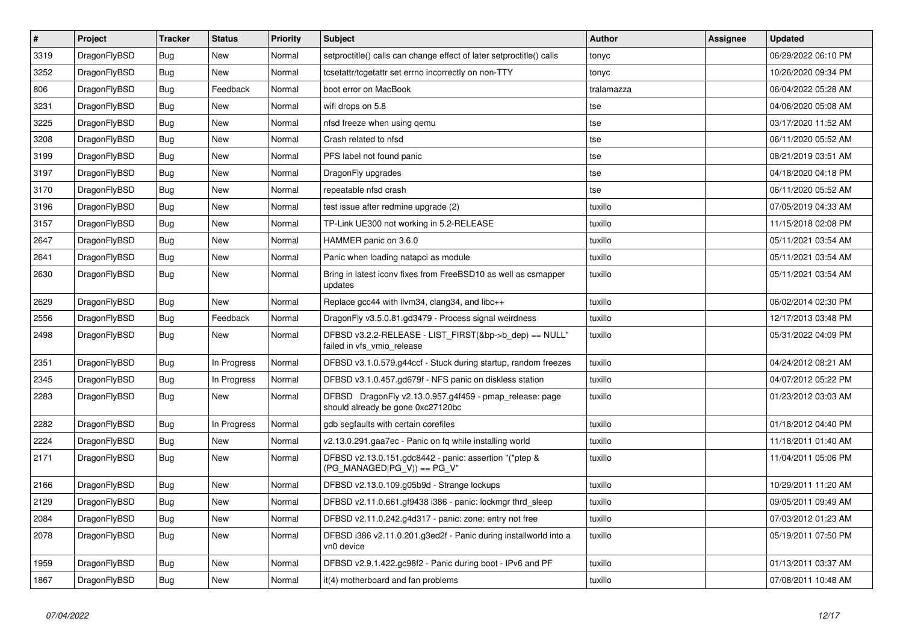| # | Project | Tracker | Status | Priority | Subject | Author | Assignee | Updated |
|---|---|---|---|---|---|---|---|---|
| 3319 | DragonFlyBSD | Bug | New | Normal | setproctitle() calls can change effect of later setproctitle() calls | tonyc | | 06/29/2022 06:10 PM |
| 3252 | DragonFlyBSD | Bug | New | Normal | tcsetattr/tcgetattr set errno incorrectly on non-TTY | tonyc | | 10/26/2020 09:34 PM |
| 806 | DragonFlyBSD | Bug | Feedback | Normal | boot error on MacBook | tralamazza | | 06/04/2022 05:28 AM |
| 3231 | DragonFlyBSD | Bug | New | Normal | wifi drops on 5.8 | tse | | 04/06/2020 05:08 AM |
| 3225 | DragonFlyBSD | Bug | New | Normal | nfsd freeze when using qemu | tse | | 03/17/2020 11:52 AM |
| 3208 | DragonFlyBSD | Bug | New | Normal | Crash related to nfsd | tse | | 06/11/2020 05:52 AM |
| 3199 | DragonFlyBSD | Bug | New | Normal | PFS label not found panic | tse | | 08/21/2019 03:51 AM |
| 3197 | DragonFlyBSD | Bug | New | Normal | DragonFly upgrades | tse | | 04/18/2020 04:18 PM |
| 3170 | DragonFlyBSD | Bug | New | Normal | repeatable nfsd crash | tse | | 06/11/2020 05:52 AM |
| 3196 | DragonFlyBSD | Bug | New | Normal | test issue after redmine upgrade (2) | tuxillo | | 07/05/2019 04:33 AM |
| 3157 | DragonFlyBSD | Bug | New | Normal | TP-Link UE300 not working in 5.2-RELEASE | tuxillo | | 11/15/2018 02:08 PM |
| 2647 | DragonFlyBSD | Bug | New | Normal | HAMMER panic on 3.6.0 | tuxillo | | 05/11/2021 03:54 AM |
| 2641 | DragonFlyBSD | Bug | New | Normal | Panic when loading natapci as module | tuxillo | | 05/11/2021 03:54 AM |
| 2630 | DragonFlyBSD | Bug | New | Normal | Bring in latest iconv fixes from FreeBSD10 as well as csmapper updates | tuxillo | | 05/11/2021 03:54 AM |
| 2629 | DragonFlyBSD | Bug | New | Normal | Replace gcc44 with llvm34, clang34, and libc++ | tuxillo | | 06/02/2014 02:30 PM |
| 2556 | DragonFlyBSD | Bug | Feedback | Normal | DragonFly v3.5.0.81.gd3479 - Process signal weirdness | tuxillo | | 12/17/2013 03:48 PM |
| 2498 | DragonFlyBSD | Bug | New | Normal | DFBSD v3.2.2-RELEASE - LIST_FIRST(&bp->b_dep) == NULL" failed in vfs_vmio_release | tuxillo | | 05/31/2022 04:09 PM |
| 2351 | DragonFlyBSD | Bug | In Progress | Normal | DFBSD v3.1.0.579.g44ccf - Stuck during startup, random freezes | tuxillo | | 04/24/2012 08:21 AM |
| 2345 | DragonFlyBSD | Bug | In Progress | Normal | DFBSD v3.1.0.457.gd679f - NFS panic on diskless station | tuxillo | | 04/07/2012 05:22 PM |
| 2283 | DragonFlyBSD | Bug | New | Normal | DFBSD DragonFly v2.13.0.957.g4f459 - pmap_release: page should already be gone 0xc27120bc | tuxillo | | 01/23/2012 03:03 AM |
| 2282 | DragonFlyBSD | Bug | In Progress | Normal | gdb segfaults with certain corefiles | tuxillo | | 01/18/2012 04:40 PM |
| 2224 | DragonFlyBSD | Bug | New | Normal | v2.13.0.291.gaa7ec - Panic on fq while installing world | tuxillo | | 11/18/2011 01:40 AM |
| 2171 | DragonFlyBSD | Bug | New | Normal | DFBSD v2.13.0.151.gdc8442 - panic: assertion "(*ptep & (PG_MANAGED\|PG_V)) == PG_V" | tuxillo | | 11/04/2011 05:06 PM |
| 2166 | DragonFlyBSD | Bug | New | Normal | DFBSD v2.13.0.109.g05b9d - Strange lockups | tuxillo | | 10/29/2011 11:20 AM |
| 2129 | DragonFlyBSD | Bug | New | Normal | DFBSD v2.11.0.661.gf9438 i386 - panic: lockmgr thrd_sleep | tuxillo | | 09/05/2011 09:49 AM |
| 2084 | DragonFlyBSD | Bug | New | Normal | DFBSD v2.11.0.242.g4d317 - panic: zone: entry not free | tuxillo | | 07/03/2012 01:23 AM |
| 2078 | DragonFlyBSD | Bug | New | Normal | DFBSD i386 v2.11.0.201.g3ed2f - Panic during installworld into a vn0 device | tuxillo | | 05/19/2011 07:50 PM |
| 1959 | DragonFlyBSD | Bug | New | Normal | DFBSD v2.9.1.422.gc98f2 - Panic during boot - IPv6 and PF | tuxillo | | 01/13/2011 03:37 AM |
| 1867 | DragonFlyBSD | Bug | New | Normal | it(4) motherboard and fan problems | tuxillo | | 07/08/2011 10:48 AM |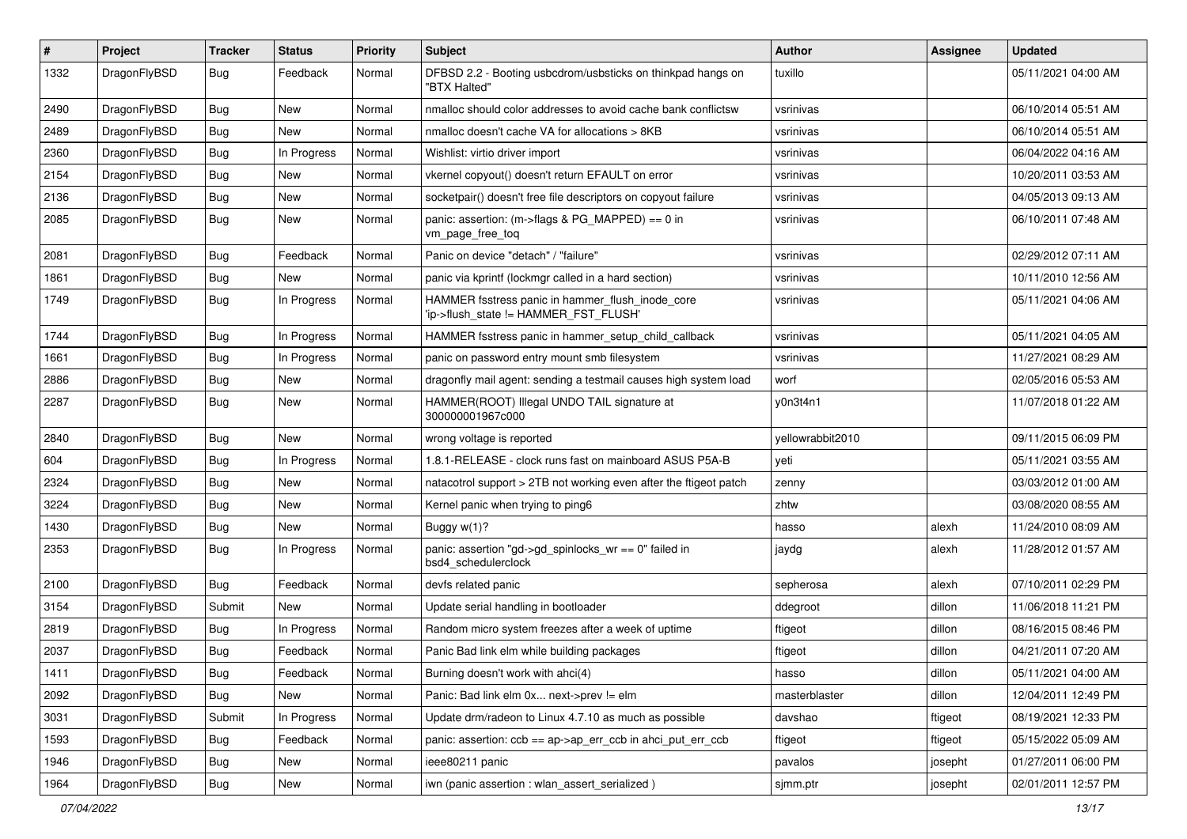| # | Project | Tracker | Status | Priority | Subject | Author | Assignee | Updated |
|---|---|---|---|---|---|---|---|---|
| 1332 | DragonFlyBSD | Bug | Feedback | Normal | DFBSD 2.2 - Booting usbcdrom/usbsticks on thinkpad hangs on "BTX Halted" | tuxillo | | 05/11/2021 04:00 AM |
| 2490 | DragonFlyBSD | Bug | New | Normal | nmalloc should color addresses to avoid cache bank conflictsw | vsrinivas | | 06/10/2014 05:51 AM |
| 2489 | DragonFlyBSD | Bug | New | Normal | nmalloc doesn't cache VA for allocations > 8KB | vsrinivas | | 06/10/2014 05:51 AM |
| 2360 | DragonFlyBSD | Bug | In Progress | Normal | Wishlist: virtio driver import | vsrinivas | | 06/04/2022 04:16 AM |
| 2154 | DragonFlyBSD | Bug | New | Normal | vkernel copyout() doesn't return EFAULT on error | vsrinivas | | 10/20/2011 03:53 AM |
| 2136 | DragonFlyBSD | Bug | New | Normal | socketpair() doesn't free file descriptors on copyout failure | vsrinivas | | 04/05/2013 09:13 AM |
| 2085 | DragonFlyBSD | Bug | New | Normal | panic: assertion: (m->flags & PG_MAPPED) == 0 in vm_page_free_toq | vsrinivas | | 06/10/2011 07:48 AM |
| 2081 | DragonFlyBSD | Bug | Feedback | Normal | Panic on device "detach" / "failure" | vsrinivas | | 02/29/2012 07:11 AM |
| 1861 | DragonFlyBSD | Bug | New | Normal | panic via kprintf (lockmgr called in a hard section) | vsrinivas | | 10/11/2010 12:56 AM |
| 1749 | DragonFlyBSD | Bug | In Progress | Normal | HAMMER fsstress panic in hammer_flush_inode_core 'ip->flush_state != HAMMER_FST_FLUSH' | vsrinivas | | 05/11/2021 04:06 AM |
| 1744 | DragonFlyBSD | Bug | In Progress | Normal | HAMMER fsstress panic in hammer_setup_child_callback | vsrinivas | | 05/11/2021 04:05 AM |
| 1661 | DragonFlyBSD | Bug | In Progress | Normal | panic on password entry mount smb filesystem | vsrinivas | | 11/27/2021 08:29 AM |
| 2886 | DragonFlyBSD | Bug | New | Normal | dragonfly mail agent: sending a testmail causes high system load | worf | | 02/05/2016 05:53 AM |
| 2287 | DragonFlyBSD | Bug | New | Normal | HAMMER(ROOT) Illegal UNDO TAIL signature at 300000001967c000 | y0n3t4n1 | | 11/07/2018 01:22 AM |
| 2840 | DragonFlyBSD | Bug | New | Normal | wrong voltage is reported | yellowrabbit2010 | | 09/11/2015 06:09 PM |
| 604 | DragonFlyBSD | Bug | In Progress | Normal | 1.8.1-RELEASE - clock runs fast on mainboard ASUS P5A-B | yeti | | 05/11/2021 03:55 AM |
| 2324 | DragonFlyBSD | Bug | New | Normal | natacotrol support > 2TB not working even after the ftigeot patch | zenny | | 03/03/2012 01:00 AM |
| 3224 | DragonFlyBSD | Bug | New | Normal | Kernel panic when trying to ping6 | zhtw | | 03/08/2020 08:55 AM |
| 1430 | DragonFlyBSD | Bug | New | Normal | Buggy w(1)? | hasso | alexh | 11/24/2010 08:09 AM |
| 2353 | DragonFlyBSD | Bug | In Progress | Normal | panic: assertion "gd->gd_spinlocks_wr == 0" failed in bsd4_schedulerclock | jaydg | alexh | 11/28/2012 01:57 AM |
| 2100 | DragonFlyBSD | Bug | Feedback | Normal | devfs related panic | sepherosa | alexh | 07/10/2011 02:29 PM |
| 3154 | DragonFlyBSD | Submit | New | Normal | Update serial handling in bootloader | ddegroot | dillon | 11/06/2018 11:21 PM |
| 2819 | DragonFlyBSD | Bug | In Progress | Normal | Random micro system freezes after a week of uptime | ftigeot | dillon | 08/16/2015 08:46 PM |
| 2037 | DragonFlyBSD | Bug | Feedback | Normal | Panic Bad link elm while building packages | ftigeot | dillon | 04/21/2011 07:20 AM |
| 1411 | DragonFlyBSD | Bug | Feedback | Normal | Burning doesn't work with ahci(4) | hasso | dillon | 05/11/2021 04:00 AM |
| 2092 | DragonFlyBSD | Bug | New | Normal | Panic: Bad link elm 0x... next->prev != elm | masterblaster | dillon | 12/04/2011 12:49 PM |
| 3031 | DragonFlyBSD | Submit | In Progress | Normal | Update drm/radeon to Linux 4.7.10 as much as possible | davshao | ftigeot | 08/19/2021 12:33 PM |
| 1593 | DragonFlyBSD | Bug | Feedback | Normal | panic: assertion: ccb == ap->ap_err_ccb in ahci_put_err_ccb | ftigeot | ftigeot | 05/15/2022 05:09 AM |
| 1946 | DragonFlyBSD | Bug | New | Normal | ieee80211 panic | pavalos | josepht | 01/27/2011 06:00 PM |
| 1964 | DragonFlyBSD | Bug | New | Normal | iwn (panic assertion : wlan_assert_serialized ) | sjmm.ptr | josepht | 02/01/2011 12:57 PM |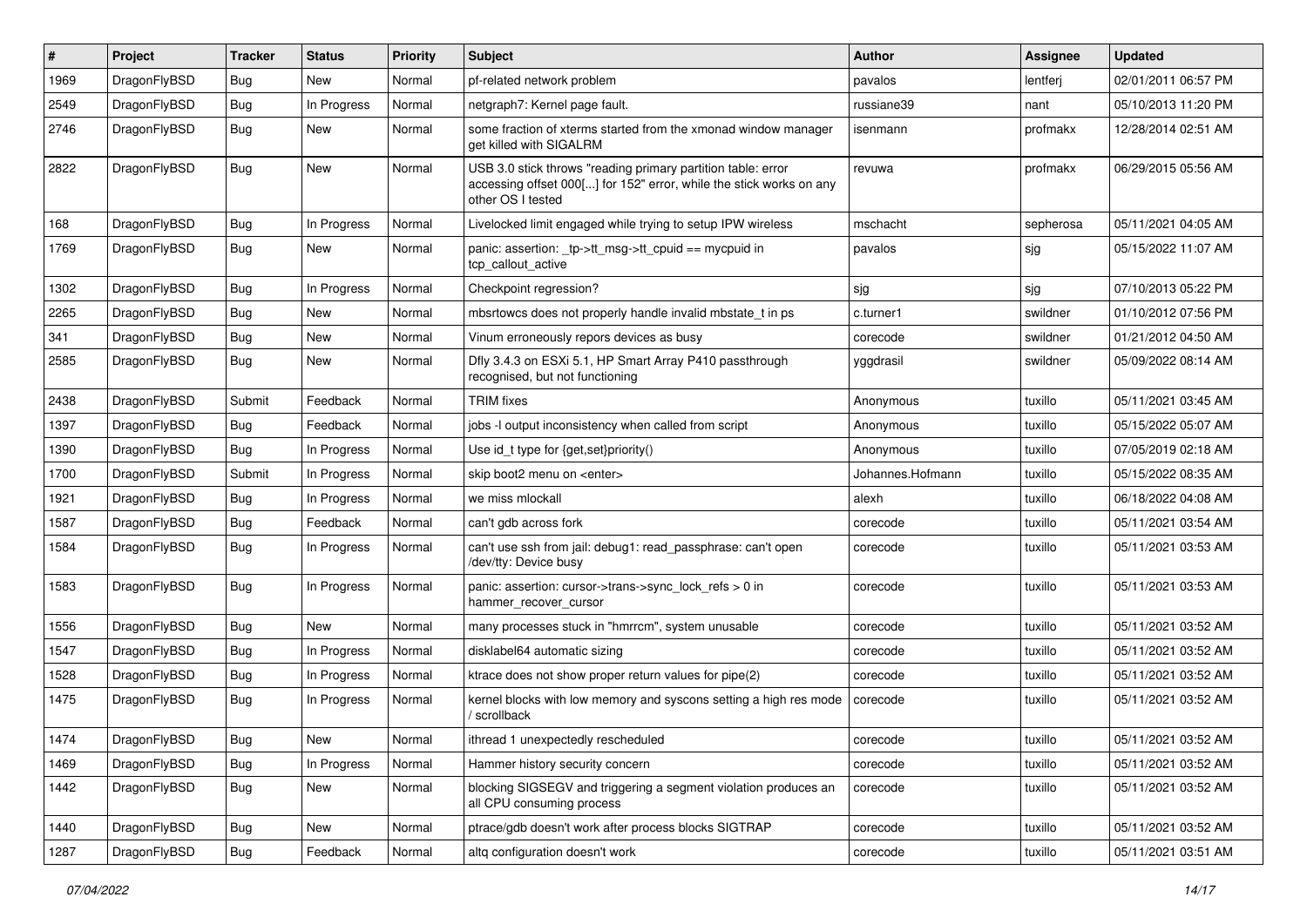| # | Project | Tracker | Status | Priority | Subject | Author | Assignee | Updated |
|---|---|---|---|---|---|---|---|---|
| 1969 | DragonFlyBSD | Bug | New | Normal | pf-related network problem | pavalos | lentferj | 02/01/2011 06:57 PM |
| 2549 | DragonFlyBSD | Bug | In Progress | Normal | netgraph7: Kernel page fault. | russiane39 | nant | 05/10/2013 11:20 PM |
| 2746 | DragonFlyBSD | Bug | New | Normal | some fraction of xterms started from the xmonad window manager get killed with SIGALRM | isenmann | profmakx | 12/28/2014 02:51 AM |
| 2822 | DragonFlyBSD | Bug | New | Normal | USB 3.0 stick throws "reading primary partition table: error accessing offset 000[...] for 152" error, while the stick works on any other OS I tested | revuwa | profmakx | 06/29/2015 05:56 AM |
| 168 | DragonFlyBSD | Bug | In Progress | Normal | Livelocked limit engaged while trying to setup IPW wireless | mschacht | sepherosa | 05/11/2021 04:05 AM |
| 1769 | DragonFlyBSD | Bug | New | Normal | panic: assertion: _tp->tt_msg->tt_cpuid == mycpuid in tcp_callout_active | pavalos | sjg | 05/15/2022 11:07 AM |
| 1302 | DragonFlyBSD | Bug | In Progress | Normal | Checkpoint regression? | sjg | sjg | 07/10/2013 05:22 PM |
| 2265 | DragonFlyBSD | Bug | New | Normal | mbsrtowcs does not properly handle invalid mbstate_t in ps | c.turner1 | swildner | 01/10/2012 07:56 PM |
| 341 | DragonFlyBSD | Bug | New | Normal | Vinum erroneously repors devices as busy | corecode | swildner | 01/21/2012 04:50 AM |
| 2585 | DragonFlyBSD | Bug | New | Normal | Dfly 3.4.3 on ESXi 5.1, HP Smart Array P410 passthrough recognised, but not functioning | yggdrasil | swildner | 05/09/2022 08:14 AM |
| 2438 | DragonFlyBSD | Submit | Feedback | Normal | TRIM fixes | Anonymous | tuxillo | 05/11/2021 03:45 AM |
| 1397 | DragonFlyBSD | Bug | Feedback | Normal | jobs -l output inconsistency when called from script | Anonymous | tuxillo | 05/15/2022 05:07 AM |
| 1390 | DragonFlyBSD | Bug | In Progress | Normal | Use id_t type for {get,set}priority() | Anonymous | tuxillo | 07/05/2019 02:18 AM |
| 1700 | DragonFlyBSD | Submit | In Progress | Normal | skip boot2 menu on <enter> | Johannes.Hofmann | tuxillo | 05/15/2022 08:35 AM |
| 1921 | DragonFlyBSD | Bug | In Progress | Normal | we miss mlockall | alexh | tuxillo | 06/18/2022 04:08 AM |
| 1587 | DragonFlyBSD | Bug | Feedback | Normal | can't gdb across fork | corecode | tuxillo | 05/11/2021 03:54 AM |
| 1584 | DragonFlyBSD | Bug | In Progress | Normal | can't use ssh from jail: debug1: read_passphrase: can't open /dev/tty: Device busy | corecode | tuxillo | 05/11/2021 03:53 AM |
| 1583 | DragonFlyBSD | Bug | In Progress | Normal | panic: assertion: cursor->trans->sync_lock_refs > 0 in hammer_recover_cursor | corecode | tuxillo | 05/11/2021 03:53 AM |
| 1556 | DragonFlyBSD | Bug | New | Normal | many processes stuck in "hmrrcm", system unusable | corecode | tuxillo | 05/11/2021 03:52 AM |
| 1547 | DragonFlyBSD | Bug | In Progress | Normal | disklabel64 automatic sizing | corecode | tuxillo | 05/11/2021 03:52 AM |
| 1528 | DragonFlyBSD | Bug | In Progress | Normal | ktrace does not show proper return values for pipe(2) | corecode | tuxillo | 05/11/2021 03:52 AM |
| 1475 | DragonFlyBSD | Bug | In Progress | Normal | kernel blocks with low memory and syscons setting a high res mode / scrollback | corecode | tuxillo | 05/11/2021 03:52 AM |
| 1474 | DragonFlyBSD | Bug | New | Normal | ithread 1 unexpectedly rescheduled | corecode | tuxillo | 05/11/2021 03:52 AM |
| 1469 | DragonFlyBSD | Bug | In Progress | Normal | Hammer history security concern | corecode | tuxillo | 05/11/2021 03:52 AM |
| 1442 | DragonFlyBSD | Bug | New | Normal | blocking SIGSEGV and triggering a segment violation produces an all CPU consuming process | corecode | tuxillo | 05/11/2021 03:52 AM |
| 1440 | DragonFlyBSD | Bug | New | Normal | ptrace/gdb doesn't work after process blocks SIGTRAP | corecode | tuxillo | 05/11/2021 03:52 AM |
| 1287 | DragonFlyBSD | Bug | Feedback | Normal | altq configuration doesn't work | corecode | tuxillo | 05/11/2021 03:51 AM |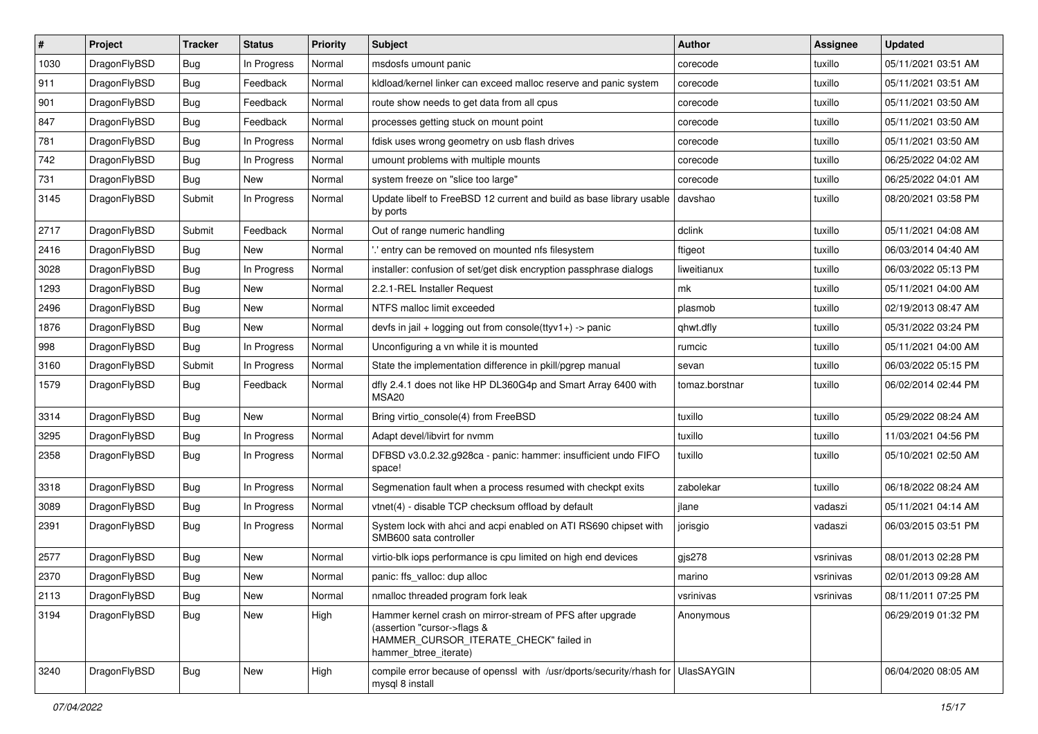| # | Project | Tracker | Status | Priority | Subject | Author | Assignee | Updated |
|---|---|---|---|---|---|---|---|---|
| 1030 | DragonFlyBSD | Bug | In Progress | Normal | msdosfs umount panic | corecode | tuxillo | 05/11/2021 03:51 AM |
| 911 | DragonFlyBSD | Bug | Feedback | Normal | kldload/kernel linker can exceed malloc reserve and panic system | corecode | tuxillo | 05/11/2021 03:51 AM |
| 901 | DragonFlyBSD | Bug | Feedback | Normal | route show needs to get data from all cpus | corecode | tuxillo | 05/11/2021 03:50 AM |
| 847 | DragonFlyBSD | Bug | Feedback | Normal | processes getting stuck on mount point | corecode | tuxillo | 05/11/2021 03:50 AM |
| 781 | DragonFlyBSD | Bug | In Progress | Normal | fdisk uses wrong geometry on usb flash drives | corecode | tuxillo | 05/11/2021 03:50 AM |
| 742 | DragonFlyBSD | Bug | In Progress | Normal | umount problems with multiple mounts | corecode | tuxillo | 06/25/2022 04:02 AM |
| 731 | DragonFlyBSD | Bug | New | Normal | system freeze on "slice too large" | corecode | tuxillo | 06/25/2022 04:01 AM |
| 3145 | DragonFlyBSD | Submit | In Progress | Normal | Update libelf to FreeBSD 12 current and build as base library usable by ports | davshao | tuxillo | 08/20/2021 03:58 PM |
| 2717 | DragonFlyBSD | Submit | Feedback | Normal | Out of range numeric handling | dclink | tuxillo | 05/11/2021 04:08 AM |
| 2416 | DragonFlyBSD | Bug | New | Normal | '.' entry can be removed on mounted nfs filesystem | ftigeot | tuxillo | 06/03/2014 04:40 AM |
| 3028 | DragonFlyBSD | Bug | In Progress | Normal | installer: confusion of set/get disk encryption passphrase dialogs | liweitianux | tuxillo | 06/03/2022 05:13 PM |
| 1293 | DragonFlyBSD | Bug | New | Normal | 2.2.1-REL Installer Request | mk | tuxillo | 05/11/2021 04:00 AM |
| 2496 | DragonFlyBSD | Bug | New | Normal | NTFS malloc limit exceeded | plasmob | tuxillo | 02/19/2013 08:47 AM |
| 1876 | DragonFlyBSD | Bug | New | Normal | devfs in jail + logging out from console(ttyv1+) -> panic | qhwt.dfly | tuxillo | 05/31/2022 03:24 PM |
| 998 | DragonFlyBSD | Bug | In Progress | Normal | Unconfiguring a vn while it is mounted | rumcic | tuxillo | 05/11/2021 04:00 AM |
| 3160 | DragonFlyBSD | Submit | In Progress | Normal | State the implementation difference in pkill/pgrep manual | sevan | tuxillo | 06/03/2022 05:15 PM |
| 1579 | DragonFlyBSD | Bug | Feedback | Normal | dfly 2.4.1 does not like HP DL360G4p and Smart Array 6400 with MSA20 | tomaz.borstnar | tuxillo | 06/02/2014 02:44 PM |
| 3314 | DragonFlyBSD | Bug | New | Normal | Bring virtio_console(4) from FreeBSD | tuxillo | tuxillo | 05/29/2022 08:24 AM |
| 3295 | DragonFlyBSD | Bug | In Progress | Normal | Adapt devel/libvirt for nvmm | tuxillo | tuxillo | 11/03/2021 04:56 PM |
| 2358 | DragonFlyBSD | Bug | In Progress | Normal | DFBSD v3.0.2.32.g928ca - panic: hammer: insufficient undo FIFO space! | tuxillo | tuxillo | 05/10/2021 02:50 AM |
| 3318 | DragonFlyBSD | Bug | In Progress | Normal | Segmenation fault when a process resumed with checkpt exits | zabolekar | tuxillo | 06/18/2022 08:24 AM |
| 3089 | DragonFlyBSD | Bug | In Progress | Normal | vtnet(4) - disable TCP checksum offload by default | jlane | vadaszi | 05/11/2021 04:14 AM |
| 2391 | DragonFlyBSD | Bug | In Progress | Normal | System lock with ahci and acpi enabled on ATI RS690 chipset with SMB600 sata controller | jorisgio | vadaszi | 06/03/2015 03:51 PM |
| 2577 | DragonFlyBSD | Bug | New | Normal | virtio-blk iops performance is cpu limited on high end devices | gjs278 | vsrinivas | 08/01/2013 02:28 PM |
| 2370 | DragonFlyBSD | Bug | New | Normal | panic: ffs_valloc: dup alloc | marino | vsrinivas | 02/01/2013 09:28 AM |
| 2113 | DragonFlyBSD | Bug | New | Normal | nmalloc threaded program fork leak | vsrinivas | vsrinivas | 08/11/2011 07:25 PM |
| 3194 | DragonFlyBSD | Bug | New | High | Hammer kernel crash on mirror-stream of PFS after upgrade (assertion "cursor->flags & HAMMER_CURSOR_ITERATE_CHECK" failed in hammer_btree_iterate) | Anonymous | | 06/29/2019 01:32 PM |
| 3240 | DragonFlyBSD | Bug | New | High | compile error because of openssl with /usr/dports/security/rhash for mysql 8 install | UlasSAYGIN | | 06/04/2020 08:05 AM |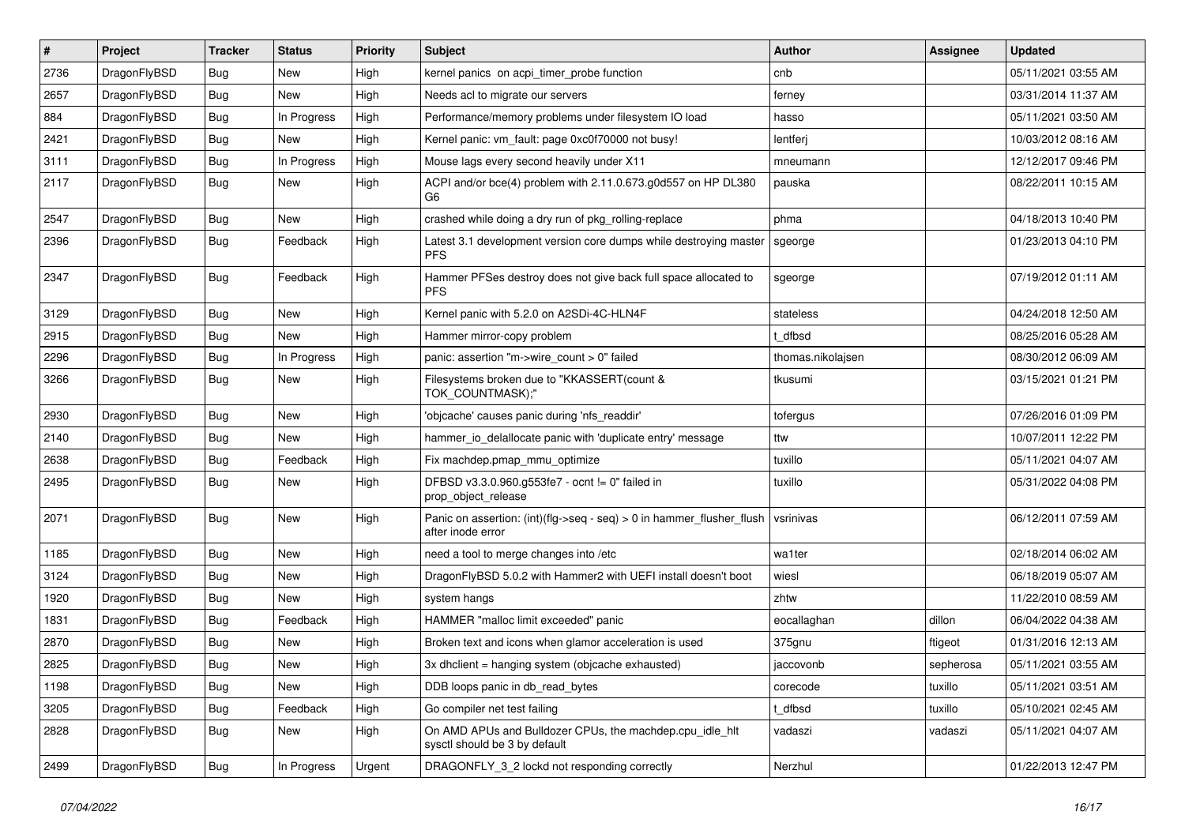| # | Project | Tracker | Status | Priority | Subject | Author | Assignee | Updated |
|---|---|---|---|---|---|---|---|---|
| 2736 | DragonFlyBSD | Bug | New | High | kernel panics on acpi_timer_probe function | cnb | | 05/11/2021 03:55 AM |
| 2657 | DragonFlyBSD | Bug | New | High | Needs acl to migrate our servers | ferney | | 03/31/2014 11:37 AM |
| 884 | DragonFlyBSD | Bug | In Progress | High | Performance/memory problems under filesystem IO load | hasso | | 05/11/2021 03:50 AM |
| 2421 | DragonFlyBSD | Bug | New | High | Kernel panic: vm_fault: page 0xc0f70000 not busy! | lentferj | | 10/03/2012 08:16 AM |
| 3111 | DragonFlyBSD | Bug | In Progress | High | Mouse lags every second heavily under X11 | mneumann | | 12/12/2017 09:46 PM |
| 2117 | DragonFlyBSD | Bug | New | High | ACPI and/or bce(4) problem with 2.11.0.673.g0d557 on HP DL380 G6 | pauska | | 08/22/2011 10:15 AM |
| 2547 | DragonFlyBSD | Bug | New | High | crashed while doing a dry run of pkg_rolling-replace | phma | | 04/18/2013 10:40 PM |
| 2396 | DragonFlyBSD | Bug | Feedback | High | Latest 3.1 development version core dumps while destroying master PFS | sgeorge | | 01/23/2013 04:10 PM |
| 2347 | DragonFlyBSD | Bug | Feedback | High | Hammer PFSes destroy does not give back full space allocated to PFS | sgeorge | | 07/19/2012 01:11 AM |
| 3129 | DragonFlyBSD | Bug | New | High | Kernel panic with 5.2.0 on A2SDi-4C-HLN4F | stateless | | 04/24/2018 12:50 AM |
| 2915 | DragonFlyBSD | Bug | New | High | Hammer mirror-copy problem | t_dfbsd | | 08/25/2016 05:28 AM |
| 2296 | DragonFlyBSD | Bug | In Progress | High | panic: assertion "m->wire_count > 0" failed | thomas.nikolajsen | | 08/30/2012 06:09 AM |
| 3266 | DragonFlyBSD | Bug | New | High | Filesystems broken due to "KKASSERT(count & TOK_COUNTMASK);" | tkusumi | | 03/15/2021 01:21 PM |
| 2930 | DragonFlyBSD | Bug | New | High | 'objcache' causes panic during 'nfs_readdir' | tofergus | | 07/26/2016 01:09 PM |
| 2140 | DragonFlyBSD | Bug | New | High | hammer_io_delallocate panic with 'duplicate entry' message | ttw | | 10/07/2011 12:22 PM |
| 2638 | DragonFlyBSD | Bug | Feedback | High | Fix machdep.pmap_mmu_optimize | tuxillo | | 05/11/2021 04:07 AM |
| 2495 | DragonFlyBSD | Bug | New | High | DFBSD v3.3.0.960.g553fe7 - ocnt != 0" failed in prop_object_release | tuxillo | | 05/31/2022 04:08 PM |
| 2071 | DragonFlyBSD | Bug | New | High | Panic on assertion: (int)(flg->seq - seq) > 0 in hammer_flusher_flush after inode error | vsrinivas | | 06/12/2011 07:59 AM |
| 1185 | DragonFlyBSD | Bug | New | High | need a tool to merge changes into /etc | wa1ter | | 02/18/2014 06:02 AM |
| 3124 | DragonFlyBSD | Bug | New | High | DragonFlyBSD 5.0.2 with Hammer2 with UEFI install doesn't boot | wiesl | | 06/18/2019 05:07 AM |
| 1920 | DragonFlyBSD | Bug | New | High | system hangs | zhtw | | 11/22/2010 08:59 AM |
| 1831 | DragonFlyBSD | Bug | Feedback | High | HAMMER "malloc limit exceeded" panic | eocallaghan | dillon | 06/04/2022 04:38 AM |
| 2870 | DragonFlyBSD | Bug | New | High | Broken text and icons when glamor acceleration is used | 375gnu | ftigeot | 01/31/2016 12:13 AM |
| 2825 | DragonFlyBSD | Bug | New | High | 3x dhclient = hanging system (objcache exhausted) | jaccovonb | sepherosa | 05/11/2021 03:55 AM |
| 1198 | DragonFlyBSD | Bug | New | High | DDB loops panic in db_read_bytes | corecode | tuxillo | 05/11/2021 03:51 AM |
| 3205 | DragonFlyBSD | Bug | Feedback | High | Go compiler net test failing | t_dfbsd | tuxillo | 05/10/2021 02:45 AM |
| 2828 | DragonFlyBSD | Bug | New | High | On AMD APUs and Bulldozer CPUs, the machdep.cpu_idle_hlt sysctl should be 3 by default | vadaszi | vadaszi | 05/11/2021 04:07 AM |
| 2499 | DragonFlyBSD | Bug | In Progress | Urgent | DRAGONFLY_3_2 lockd not responding correctly | Nerzhul | | 01/22/2013 12:47 PM |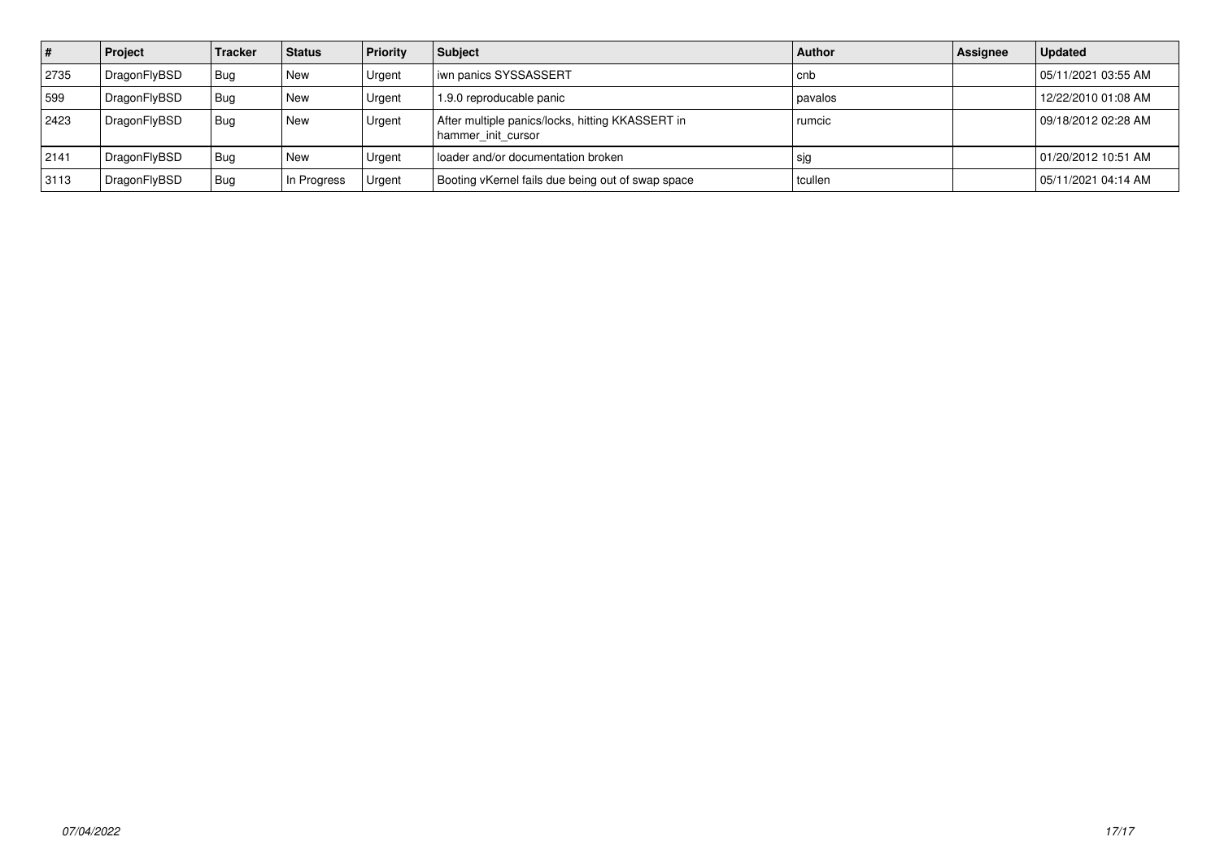| # | Project | Tracker | Status | Priority | Subject | Author | Assignee | Updated |
|---|---|---|---|---|---|---|---|---|
| 2735 | DragonFlyBSD | Bug | New | Urgent | iwn panics SYSSASSERT | cnb | | 05/11/2021 03:55 AM |
| 599 | DragonFlyBSD | Bug | New | Urgent | 1.9.0 reproducable panic | pavalos | | 12/22/2010 01:08 AM |
| 2423 | DragonFlyBSD | Bug | New | Urgent | After multiple panics/locks, hitting KKASSERT in hammer_init_cursor | rumcic | | 09/18/2012 02:28 AM |
| 2141 | DragonFlyBSD | Bug | New | Urgent | loader and/or documentation broken | sjg | | 01/20/2012 10:51 AM |
| 3113 | DragonFlyBSD | Bug | In Progress | Urgent | Booting vKernel fails due being out of swap space | tcullen | | 05/11/2021 04:14 AM |